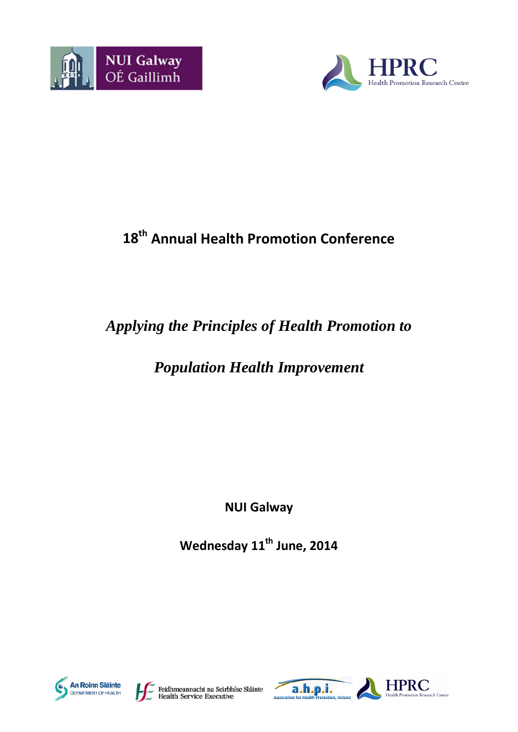# 18th Annual Health Promotion Conference

## *Applying the Principles of Health Promotion to Population Health Improvement*

**NUI Galway**

**Wednesday 11th June, 2014**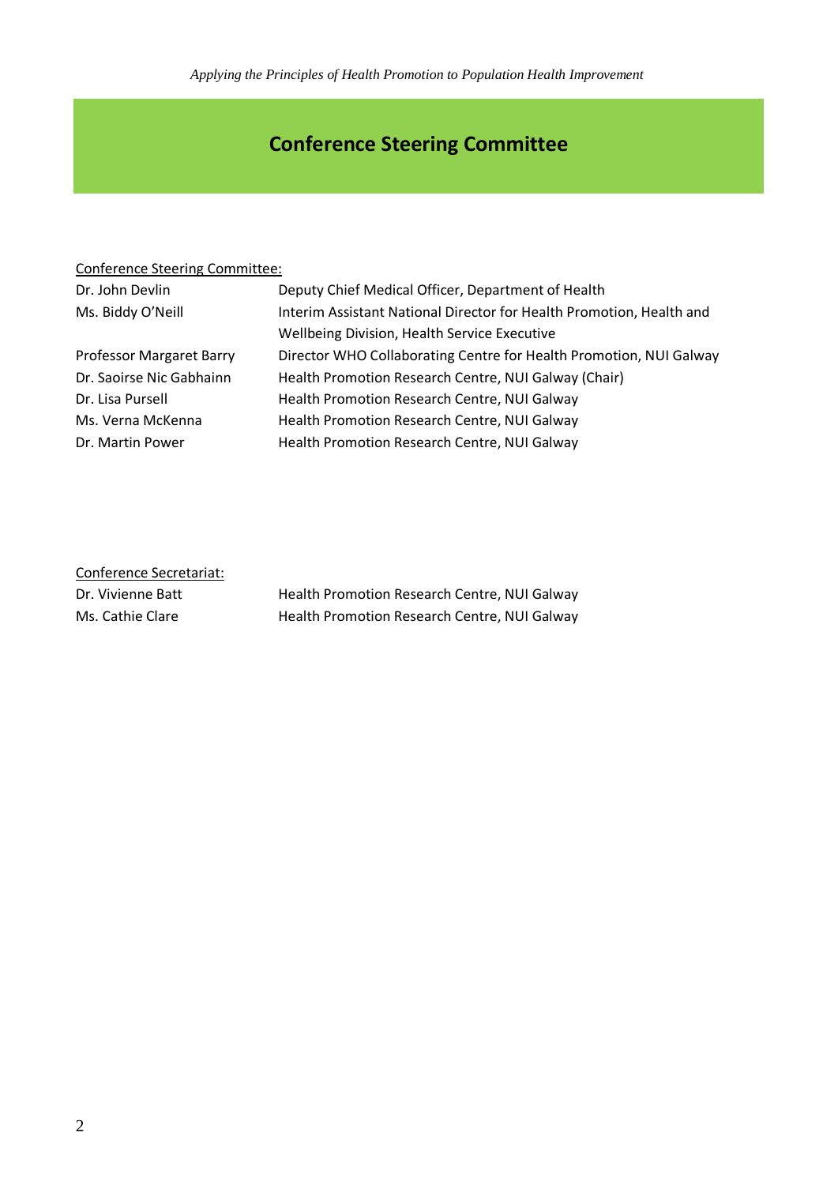# Conference Steering Committee

<u>Conference Steering Committee:</u>

| | |
|---|---|
| Dr. John Devlin | Deputy Chief Medical Officer, Department of Health |
| Ms. Biddy O'Neill | Interim Assistant National Director for Health Promotion, Health and Wellbeing Division, Health Service Executive |
| Professor Margaret Barry | Director WHO Collaborating Centre for Health Promotion, NUI Galway |
| Dr. Saoirse Nic Gabhainn | Health Promotion Research Centre, NUI Galway (Chair) |
| Dr. Lisa Pursell | Health Promotion Research Centre, NUI Galway |
| Ms. Verna McKenna | Health Promotion Research Centre, NUI Galway |
| Dr. Martin Power | Health Promotion Research Centre, NUI Galway |

<u>Conference Secretariat:</u>

| | |
|---|---|
| Dr. Vivienne Batt | Health Promotion Research Centre, NUI Galway |
| Ms. Cathie Clare | Health Promotion Research Centre, NUI Galway |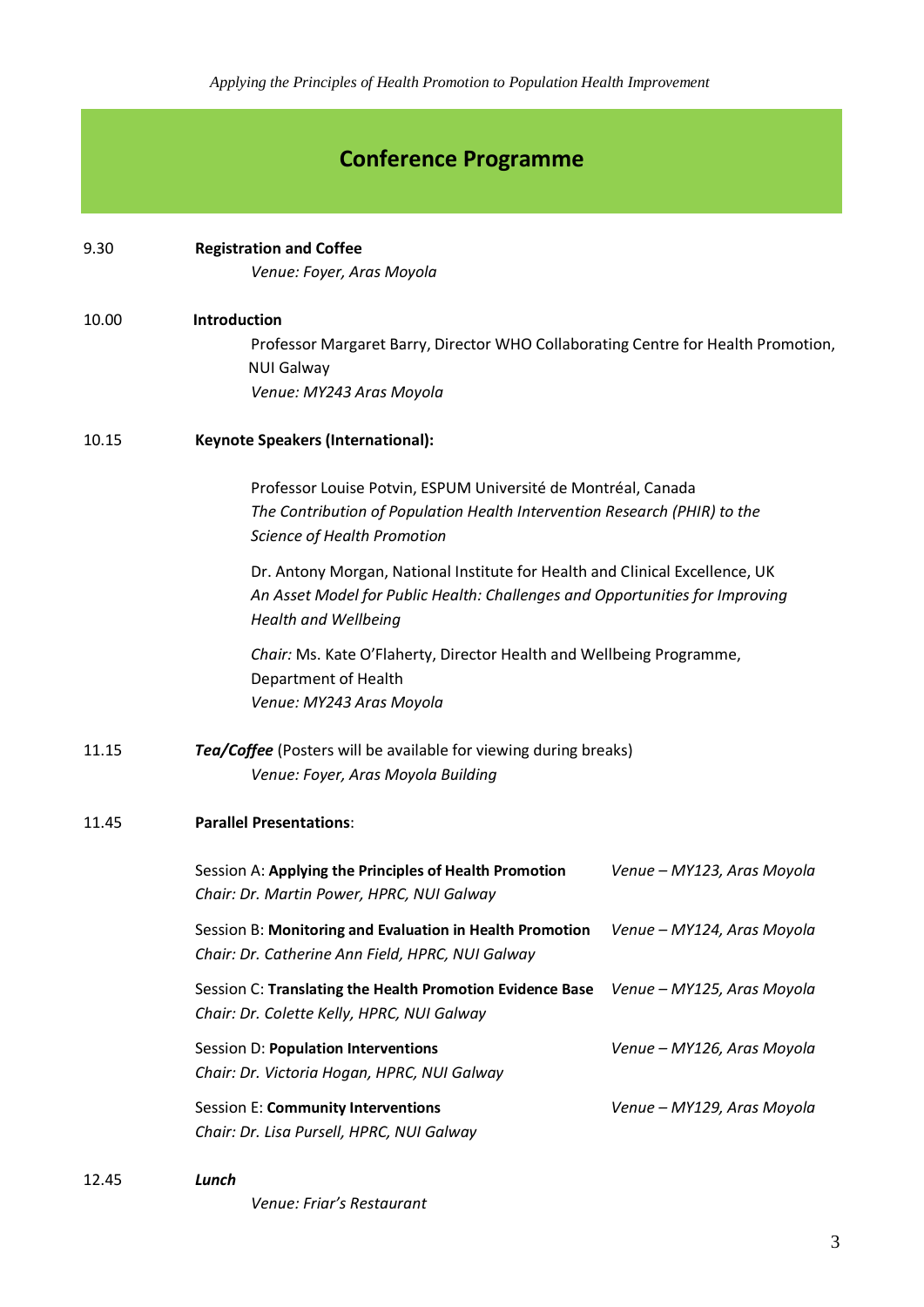# Conference Programme

**9.30** **Registration and Coffee**
*Venue: Foyer, Aras Moyola*

**10.00** **Introduction**
Professor Margaret Barry, Director WHO Collaborating Centre for Health Promotion, NUI Galway
*Venue: MY243 Aras Moyola*

**10.15** **Keynote Speakers (International):**

Professor Louise Potvin, ESPUM Université de Montréal, Canada
*The Contribution of Population Health Intervention Research (PHIR) to the Science of Health Promotion*

Dr. Antony Morgan, National Institute for Health and Clinical Excellence, UK
*An Asset Model for Public Health: Challenges and Opportunities for Improving Health and Wellbeing*

*Chair:* Ms. Kate O'Flaherty, Director Health and Wellbeing Programme, Department of Health
*Venue: MY243 Aras Moyola*

**11.15** ***Tea/Coffee*** (Posters will be available for viewing during breaks)
*Venue: Foyer, Aras Moyola Building*

**11.45** **Parallel Presentations**:

| Session | Venue |
|---|---|
| Session A: **Applying the Principles of Health Promotion**<br>*Chair: Dr. Martin Power, HPRC, NUI Galway* | *Venue – MY123, Aras Moyola* |
| Session B: **Monitoring and Evaluation in Health Promotion**<br>*Chair: Dr. Catherine Ann Field, HPRC, NUI Galway* | *Venue – MY124, Aras Moyola* |
| Session C: **Translating the Health Promotion Evidence Base**<br>*Chair: Dr. Colette Kelly, HPRC, NUI Galway* | *Venue – MY125, Aras Moyola* |
| Session D: **Population Interventions**<br>*Chair: Dr. Victoria Hogan, HPRC, NUI Galway* | *Venue – MY126, Aras Moyola* |
| Session E: **Community Interventions**<br>*Chair: Dr. Lisa Pursell, HPRC, NUI Galway* | *Venue – MY129, Aras Moyola* |

**12.45** ***Lunch***
*Venue: Friar's Restaurant*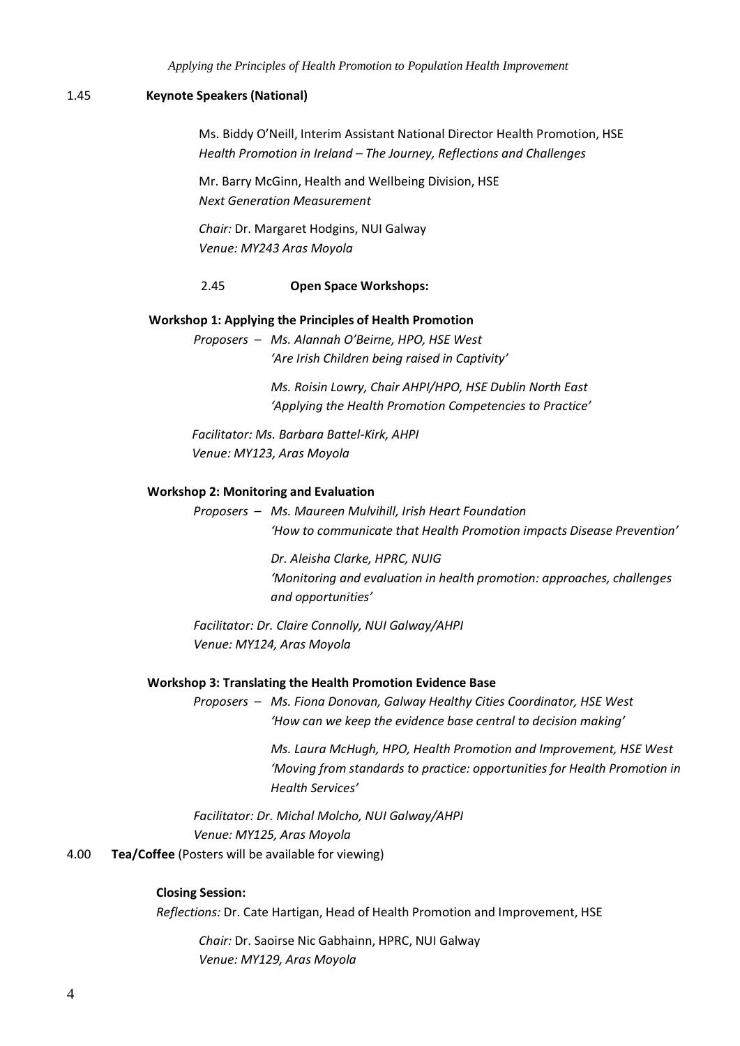**1.45 Keynote Speakers (National)**

Ms. Biddy O'Neill, Interim Assistant National Director Health Promotion, HSE
*Health Promotion in Ireland – The Journey, Reflections and Challenges*

Mr. Barry McGinn, Health and Wellbeing Division, HSE
*Next Generation Measurement*

*Chair:* Dr. Margaret Hodgins, NUI Galway
*Venue: MY243 Aras Moyola*

**2.45 Open Space Workshops:**

**Workshop 1: Applying the Principles of Health Promotion**

*Proposers – Ms. Alannah O'Beirne, HPO, HSE West*
*'Are Irish Children being raised in Captivity'*

*Ms. Roisin Lowry, Chair AHPI/HPO, HSE Dublin North East*
*'Applying the Health Promotion Competencies to Practice'*

*Facilitator: Ms. Barbara Battel-Kirk, AHPI*
*Venue: MY123, Aras Moyola*

**Workshop 2: Monitoring and Evaluation**

*Proposers – Ms. Maureen Mulvihill, Irish Heart Foundation*
*'How to communicate that Health Promotion impacts Disease Prevention'*

*Dr. Aleisha Clarke, HPRC, NUIG*
*'Monitoring and evaluation in health promotion: approaches, challenges and opportunities'*

*Facilitator: Dr. Claire Connolly, NUI Galway/AHPI*
*Venue: MY124, Aras Moyola*

**Workshop 3: Translating the Health Promotion Evidence Base**

*Proposers – Ms. Fiona Donovan, Galway Healthy Cities Coordinator, HSE West*
*'How can we keep the evidence base central to decision making'*

*Ms. Laura McHugh, HPO, Health Promotion and Improvement, HSE West*
*'Moving from standards to practice: opportunities for Health Promotion in Health Services'*

*Facilitator: Dr. Michal Molcho, NUI Galway/AHPI*
*Venue: MY125, Aras Moyola*

4.00 **Tea/Coffee** (Posters will be available for viewing)

**Closing Session:**

*Reflections:* Dr. Cate Hartigan, Head of Health Promotion and Improvement, HSE

*Chair:* Dr. Saoirse Nic Gabhainn, HPRC, NUI Galway
*Venue: MY129, Aras Moyola*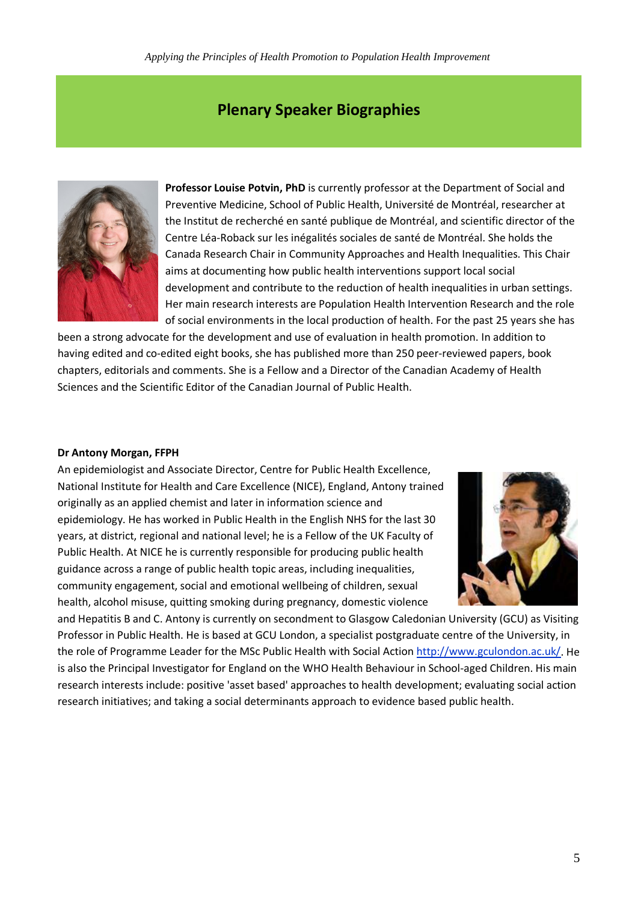## Plenary Speaker Biographies

**Professor Louise Potvin, PhD** is currently professor at the Department of Social and Preventive Medicine, School of Public Health, Université de Montréal, researcher at the Institut de recherché en santé publique de Montréal, and scientific director of the Centre Léa-Roback sur les inégalités sociales de santé de Montréal. She holds the Canada Research Chair in Community Approaches and Health Inequalities. This Chair aims at documenting how public health interventions support local social development and contribute to the reduction of health inequalities in urban settings. Her main research interests are Population Health Intervention Research and the role of social environments in the local production of health. For the past 25 years she has been a strong advocate for the development and use of evaluation in health promotion. In addition to having edited and co-edited eight books, she has published more than 250 peer-reviewed papers, book chapters, editorials and comments. She is a Fellow and a Director of the Canadian Academy of Health Sciences and the Scientific Editor of the Canadian Journal of Public Health.

**Dr Antony Morgan, FFPH**

An epidemiologist and Associate Director, Centre for Public Health Excellence, National Institute for Health and Care Excellence (NICE), England, Antony trained originally as an applied chemist and later in information science and epidemiology. He has worked in Public Health in the English NHS for the last 30 years, at district, regional and national level; he is a Fellow of the UK Faculty of Public Health. At NICE he is currently responsible for producing public health guidance across a range of public health topic areas, including inequalities, community engagement, social and emotional wellbeing of children, sexual health, alcohol misuse, quitting smoking during pregnancy, domestic violence and Hepatitis B and C. Antony is currently on secondment to Glasgow Caledonian University (GCU) as Visiting Professor in Public Health. He is based at GCU London, a specialist postgraduate centre of the University, in the role of Programme Leader for the MSc Public Health with Social Action http://www.gculondon.ac.uk/. He is also the Principal Investigator for England on the WHO Health Behaviour in School-aged Children. His main research interests include: positive 'asset based' approaches to health development; evaluating social action research initiatives; and taking a social determinants approach to evidence based public health.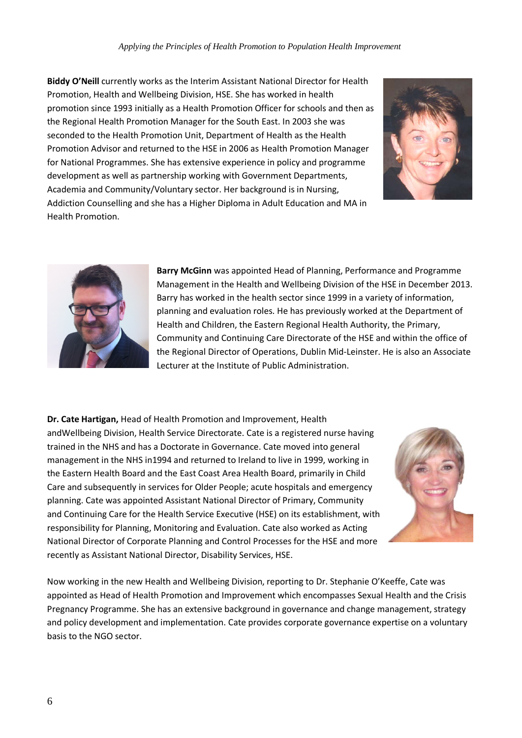**Biddy O'Neill** currently works as the Interim Assistant National Director for Health Promotion, Health and Wellbeing Division, HSE. She has worked in health promotion since 1993 initially as a Health Promotion Officer for schools and then as the Regional Health Promotion Manager for the South East. In 2003 she was seconded to the Health Promotion Unit, Department of Health as the Health Promotion Advisor and returned to the HSE in 2006 as Health Promotion Manager for National Programmes. She has extensive experience in policy and programme development as well as partnership working with Government Departments, Academia and Community/Voluntary sector. Her background is in Nursing, Addiction Counselling and she has a Higher Diploma in Adult Education and MA in Health Promotion.

**Barry McGinn** was appointed Head of Planning, Performance and Programme Management in the Health and Wellbeing Division of the HSE in December 2013. Barry has worked in the health sector since 1999 in a variety of information, planning and evaluation roles. He has previously worked at the Department of Health and Children, the Eastern Regional Health Authority, the Primary, Community and Continuing Care Directorate of the HSE and within the office of the Regional Director of Operations, Dublin Mid-Leinster. He is also an Associate Lecturer at the Institute of Public Administration.

**Dr. Cate Hartigan,** Head of Health Promotion and Improvement, Health andWellbeing Division, Health Service Directorate. Cate is a registered nurse having trained in the NHS and has a Doctorate in Governance. Cate moved into general management in the NHS in1994 and returned to Ireland to live in 1999, working in the Eastern Health Board and the East Coast Area Health Board, primarily in Child Care and subsequently in services for Older People; acute hospitals and emergency planning. Cate was appointed Assistant National Director of Primary, Community and Continuing Care for the Health Service Executive (HSE) on its establishment, with responsibility for Planning, Monitoring and Evaluation. Cate also worked as Acting National Director of Corporate Planning and Control Processes for the HSE and more recently as Assistant National Director, Disability Services, HSE.

Now working in the new Health and Wellbeing Division, reporting to Dr. Stephanie O'Keeffe, Cate was appointed as Head of Health Promotion and Improvement which encompasses Sexual Health and the Crisis Pregnancy Programme. She has an extensive background in governance and change management, strategy and policy development and implementation. Cate provides corporate governance expertise on a voluntary basis to the NGO sector.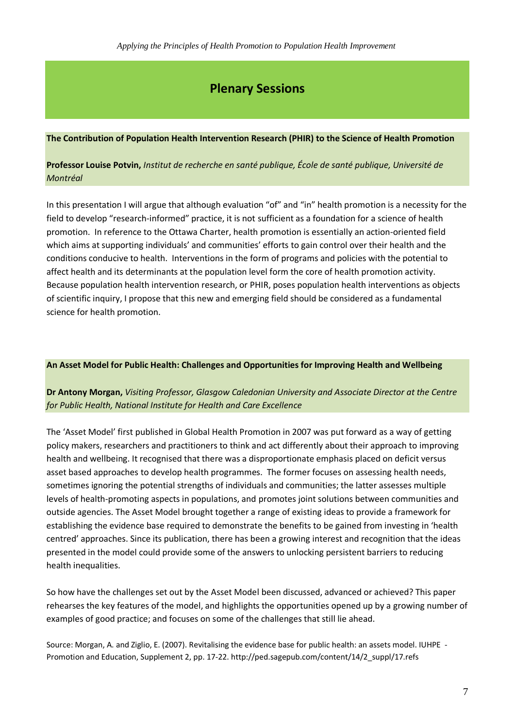# Plenary Sessions

## The Contribution of Population Health Intervention Research (PHIR) to the Science of Health Promotion

**Professor Louise Potvin,** *Institut de recherche en santé publique, École de santé publique, Université de Montréal*

In this presentation I will argue that although evaluation "of" and "in" health promotion is a necessity for the field to develop "research-informed" practice, it is not sufficient as a foundation for a science of health promotion. In reference to the Ottawa Charter, health promotion is essentially an action-oriented field which aims at supporting individuals' and communities' efforts to gain control over their health and the conditions conducive to health. Interventions in the form of programs and policies with the potential to affect health and its determinants at the population level form the core of health promotion activity. Because population health intervention research, or PHIR, poses population health interventions as objects of scientific inquiry, I propose that this new and emerging field should be considered as a fundamental science for health promotion.

## An Asset Model for Public Health: Challenges and Opportunities for Improving Health and Wellbeing

**Dr Antony Morgan,** *Visiting Professor, Glasgow Caledonian University and Associate Director at the Centre for Public Health, National Institute for Health and Care Excellence*

The 'Asset Model' first published in Global Health Promotion in 2007 was put forward as a way of getting policy makers, researchers and practitioners to think and act differently about their approach to improving health and wellbeing. It recognised that there was a disproportionate emphasis placed on deficit versus asset based approaches to develop health programmes. The former focuses on assessing health needs, sometimes ignoring the potential strengths of individuals and communities; the latter assesses multiple levels of health-promoting aspects in populations, and promotes joint solutions between communities and outside agencies. The Asset Model brought together a range of existing ideas to provide a framework for establishing the evidence base required to demonstrate the benefits to be gained from investing in 'health centred' approaches. Since its publication, there has been a growing interest and recognition that the ideas presented in the model could provide some of the answers to unlocking persistent barriers to reducing health inequalities.

So how have the challenges set out by the Asset Model been discussed, advanced or achieved? This paper rehearses the key features of the model, and highlights the opportunities opened up by a growing number of examples of good practice; and focuses on some of the challenges that still lie ahead.

Source: Morgan, A. and Ziglio, E. (2007). Revitalising the evidence base for public health: an assets model. IUHPE - Promotion and Education, Supplement 2, pp. 17-22. http://ped.sagepub.com/content/14/2_suppl/17.refs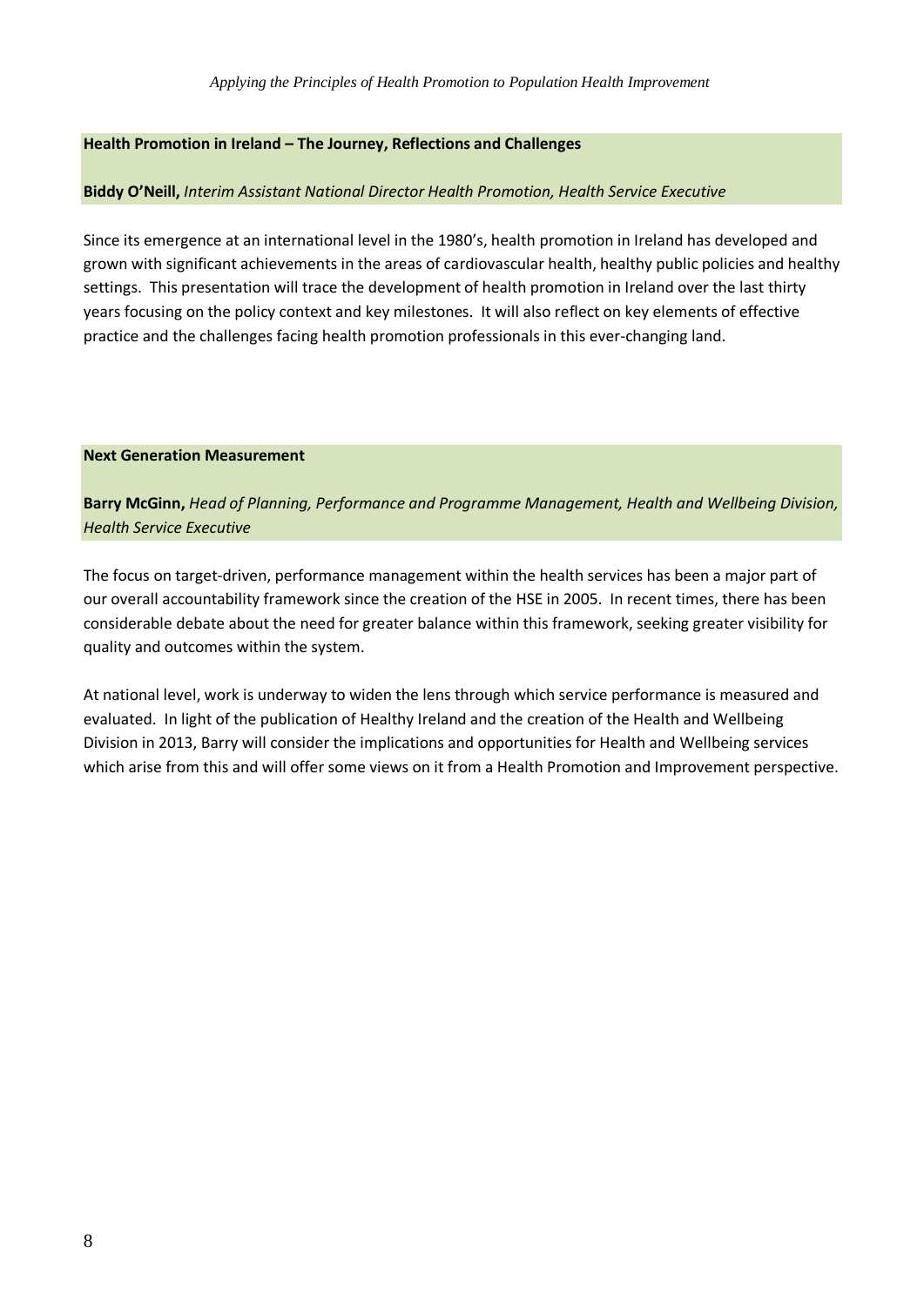## Health Promotion in Ireland – The Journey, Reflections and Challenges

**Biddy O'Neill,** *Interim Assistant National Director Health Promotion, Health Service Executive*

Since its emergence at an international level in the 1980's, health promotion in Ireland has developed and grown with significant achievements in the areas of cardiovascular health, healthy public policies and healthy settings. This presentation will trace the development of health promotion in Ireland over the last thirty years focusing on the policy context and key milestones. It will also reflect on key elements of effective practice and the challenges facing health promotion professionals in this ever-changing land.

## Next Generation Measurement

**Barry McGinn,** *Head of Planning, Performance and Programme Management, Health and Wellbeing Division, Health Service Executive*

The focus on target-driven, performance management within the health services has been a major part of our overall accountability framework since the creation of the HSE in 2005. In recent times, there has been considerable debate about the need for greater balance within this framework, seeking greater visibility for quality and outcomes within the system.

At national level, work is underway to widen the lens through which service performance is measured and evaluated. In light of the publication of Healthy Ireland and the creation of the Health and Wellbeing Division in 2013, Barry will consider the implications and opportunities for Health and Wellbeing services which arise from this and will offer some views on it from a Health Promotion and Improvement perspective.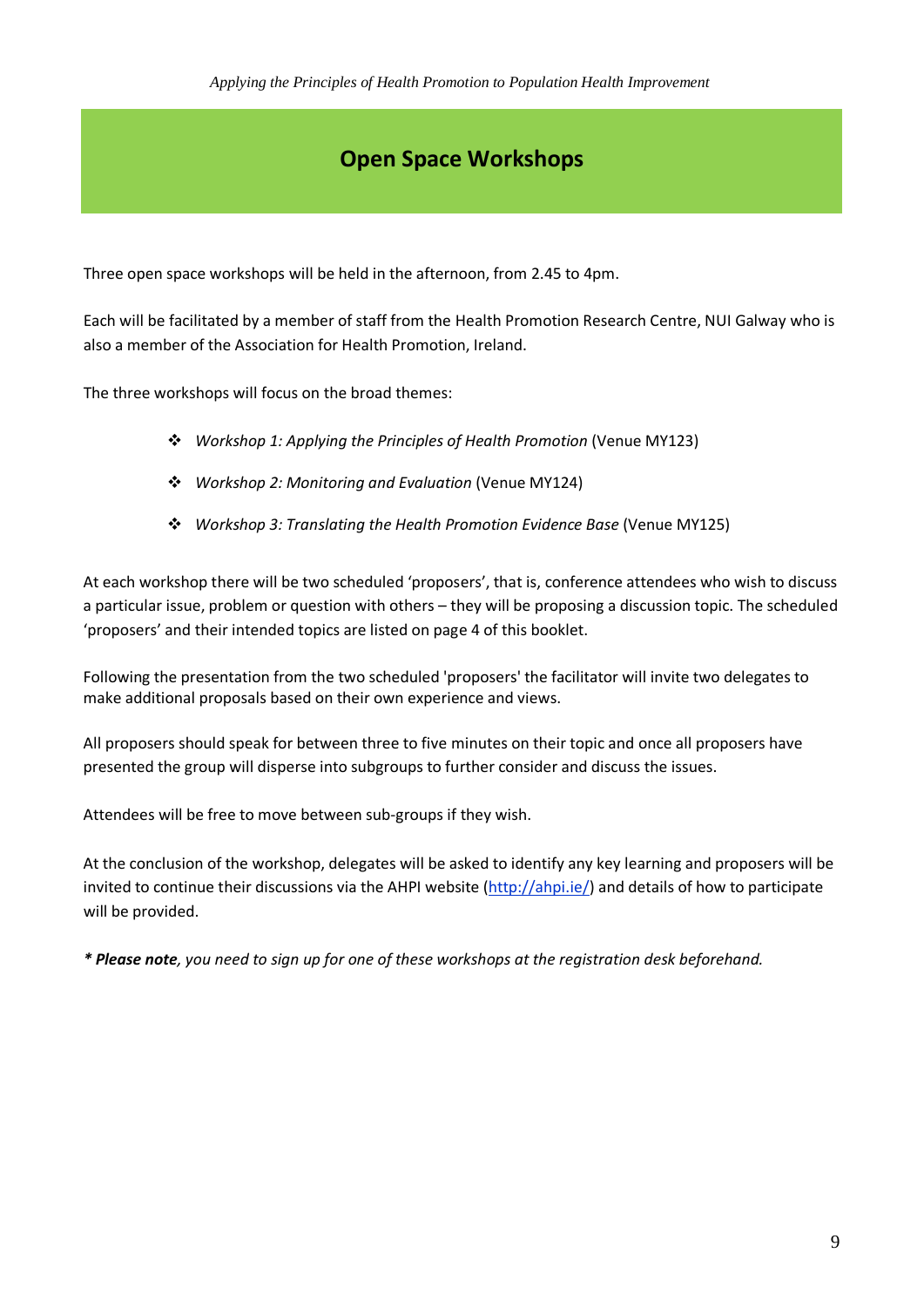# Open Space Workshops

Three open space workshops will be held in the afternoon, from 2.45 to 4pm.

Each will be facilitated by a member of staff from the Health Promotion Research Centre, NUI Galway who is also a member of the Association for Health Promotion, Ireland.

The three workshops will focus on the broad themes:

- *Workshop 1: Applying the Principles of Health Promotion* (Venue MY123)
- *Workshop 2: Monitoring and Evaluation* (Venue MY124)
- *Workshop 3: Translating the Health Promotion Evidence Base* (Venue MY125)

At each workshop there will be two scheduled 'proposers', that is, conference attendees who wish to discuss a particular issue, problem or question with others – they will be proposing a discussion topic. The scheduled 'proposers' and their intended topics are listed on page 4 of this booklet.

Following the presentation from the two scheduled 'proposers' the facilitator will invite two delegates to make additional proposals based on their own experience and views.

All proposers should speak for between three to five minutes on their topic and once all proposers have presented the group will disperse into subgroups to further consider and discuss the issues.

Attendees will be free to move between sub-groups if they wish.

At the conclusion of the workshop, delegates will be asked to identify any key learning and proposers will be invited to continue their discussions via the AHPI website (http://ahpi.ie/) and details of how to participate will be provided.

*** Please note**, *you need to sign up for one of these workshops at the registration desk beforehand.*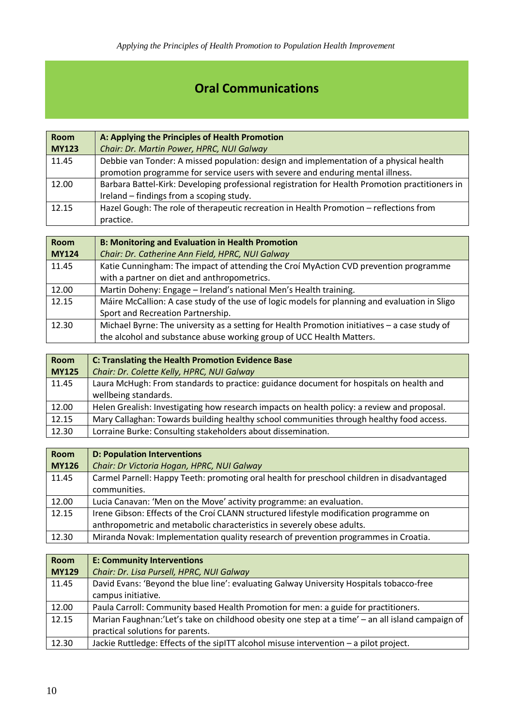# Oral Communications

| Room MY123 | A: Applying the Principles of Health Promotion<br>*Chair: Dr. Martin Power, HPRC, NUI Galway* |
|---|---|
| 11.45 | Debbie van Tonder: A missed population: design and implementation of a physical health promotion programme for service users with severe and enduring mental illness. |
| 12.00 | Barbara Battel-Kirk: Developing professional registration for Health Promotion practitioners in Ireland – findings from a scoping study. |
| 12.15 | Hazel Gough: The role of therapeutic recreation in Health Promotion – reflections from practice. |

| Room MY124 | B: Monitoring and Evaluation in Health Promotion<br>*Chair: Dr. Catherine Ann Field, HPRC, NUI Galway* |
|---|---|
| 11.45 | Katie Cunningham: The impact of attending the Croí MyAction CVD prevention programme with a partner on diet and anthropometrics. |
| 12.00 | Martin Doheny: Engage – Ireland's national Men's Health training. |
| 12.15 | Máire McCallion: A case study of the use of logic models for planning and evaluation in Sligo Sport and Recreation Partnership. |
| 12.30 | Michael Byrne: The university as a setting for Health Promotion initiatives – a case study of the alcohol and substance abuse working group of UCC Health Matters. |

| Room MY125 | C: Translating the Health Promotion Evidence Base<br>*Chair: Dr. Colette Kelly, HPRC, NUI Galway* |
|---|---|
| 11.45 | Laura McHugh: From standards to practice: guidance document for hospitals on health and wellbeing standards. |
| 12.00 | Helen Grealish: Investigating how research impacts on health policy: a review and proposal. |
| 12.15 | Mary Callaghan: Towards building healthy school communities through healthy food access. |
| 12.30 | Lorraine Burke: Consulting stakeholders about dissemination. |

| Room MY126 | D: Population Interventions<br>*Chair: Dr Victoria Hogan, HPRC, NUI Galway* |
|---|---|
| 11.45 | Carmel Parnell: Happy Teeth: promoting oral health for preschool children in disadvantaged communities. |
| 12.00 | Lucia Canavan: 'Men on the Move' activity programme: an evaluation. |
| 12.15 | Irene Gibson: Effects of the Croí CLANN structured lifestyle modification programme on anthropometric and metabolic characteristics in severely obese adults. |
| 12.30 | Miranda Novak: Implementation quality research of prevention programmes in Croatia. |

| Room MY129 | E: Community Interventions<br>*Chair: Dr. Lisa Pursell, HPRC, NUI Galway* |
|---|---|
| 11.45 | David Evans: 'Beyond the blue line': evaluating Galway University Hospitals tobacco-free campus initiative. |
| 12.00 | Paula Carroll: Community based Health Promotion for men: a guide for practitioners. |
| 12.15 | Marian Faughnan:'Let's take on childhood obesity one step at a time' – an all island campaign of practical solutions for parents. |
| 12.30 | Jackie Ruttledge: Effects of the sipITT alcohol misuse intervention – a pilot project. |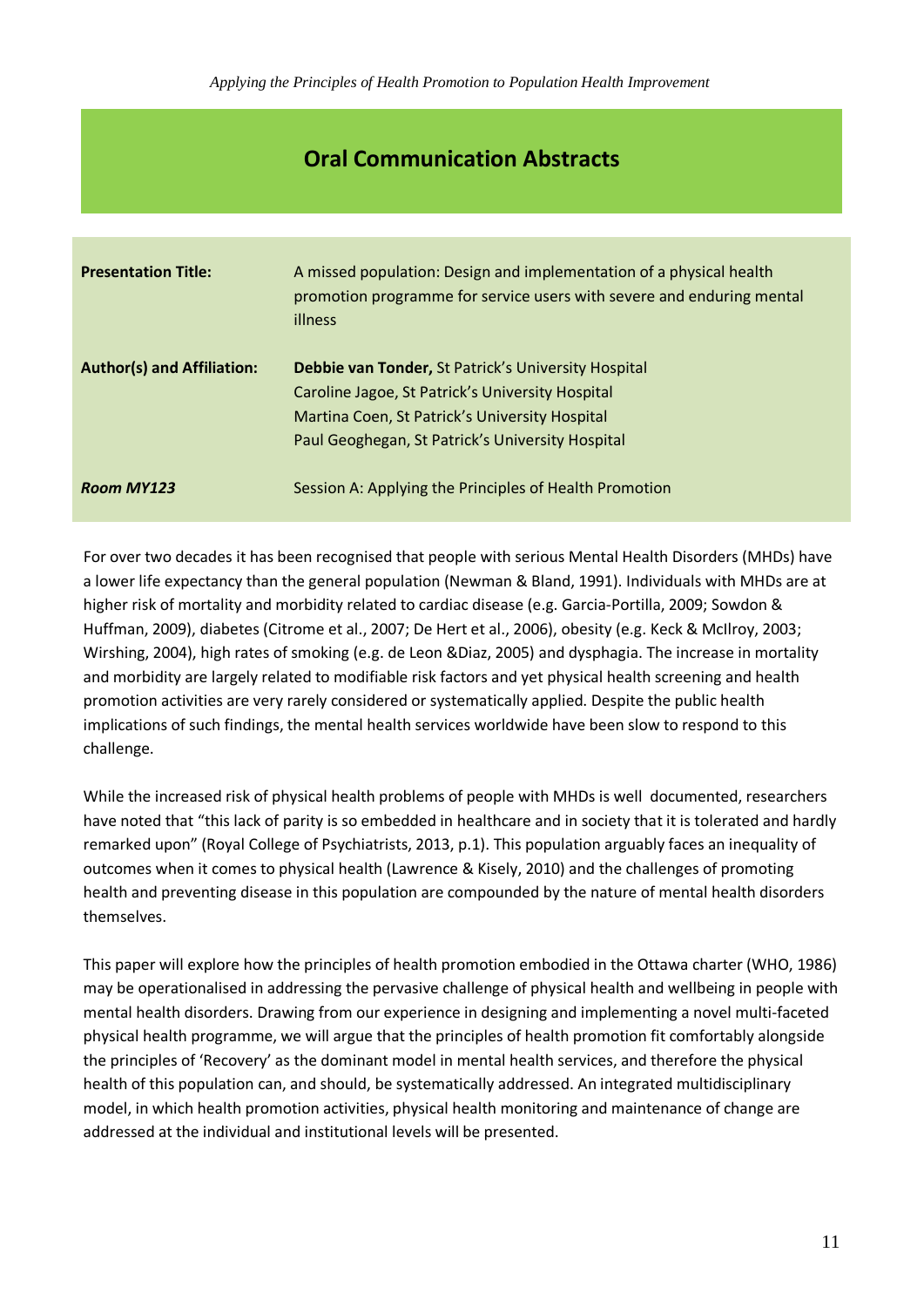# Oral Communication Abstracts

| | |
|---|---|
| **Presentation Title:** | A missed population: Design and implementation of a physical health promotion programme for service users with severe and enduring mental illness |
| **Author(s) and Affiliation:** | **Debbie van Tonder,** St Patrick's University Hospital<br>Caroline Jagoe, St Patrick's University Hospital<br>Martina Coen, St Patrick's University Hospital<br>Paul Geoghegan, St Patrick's University Hospital |
| ***Room MY123*** | Session A: Applying the Principles of Health Promotion |

For over two decades it has been recognised that people with serious Mental Health Disorders (MHDs) have a lower life expectancy than the general population (Newman & Bland, 1991). Individuals with MHDs are at higher risk of mortality and morbidity related to cardiac disease (e.g. Garcia-Portilla, 2009; Sowdon & Huffman, 2009), diabetes (Citrome et al., 2007; De Hert et al., 2006), obesity (e.g. Keck & McIlroy, 2003; Wirshing, 2004), high rates of smoking (e.g. de Leon &Diaz, 2005) and dysphagia. The increase in mortality and morbidity are largely related to modifiable risk factors and yet physical health screening and health promotion activities are very rarely considered or systematically applied. Despite the public health implications of such findings, the mental health services worldwide have been slow to respond to this challenge.

While the increased risk of physical health problems of people with MHDs is well documented, researchers have noted that "this lack of parity is so embedded in healthcare and in society that it is tolerated and hardly remarked upon" (Royal College of Psychiatrists, 2013, p.1). This population arguably faces an inequality of outcomes when it comes to physical health (Lawrence & Kisely, 2010) and the challenges of promoting health and preventing disease in this population are compounded by the nature of mental health disorders themselves.

This paper will explore how the principles of health promotion embodied in the Ottawa charter (WHO, 1986) may be operationalised in addressing the pervasive challenge of physical health and wellbeing in people with mental health disorders. Drawing from our experience in designing and implementing a novel multi-faceted physical health programme, we will argue that the principles of health promotion fit comfortably alongside the principles of 'Recovery' as the dominant model in mental health services, and therefore the physical health of this population can, and should, be systematically addressed. An integrated multidisciplinary model, in which health promotion activities, physical health monitoring and maintenance of change are addressed at the individual and institutional levels will be presented.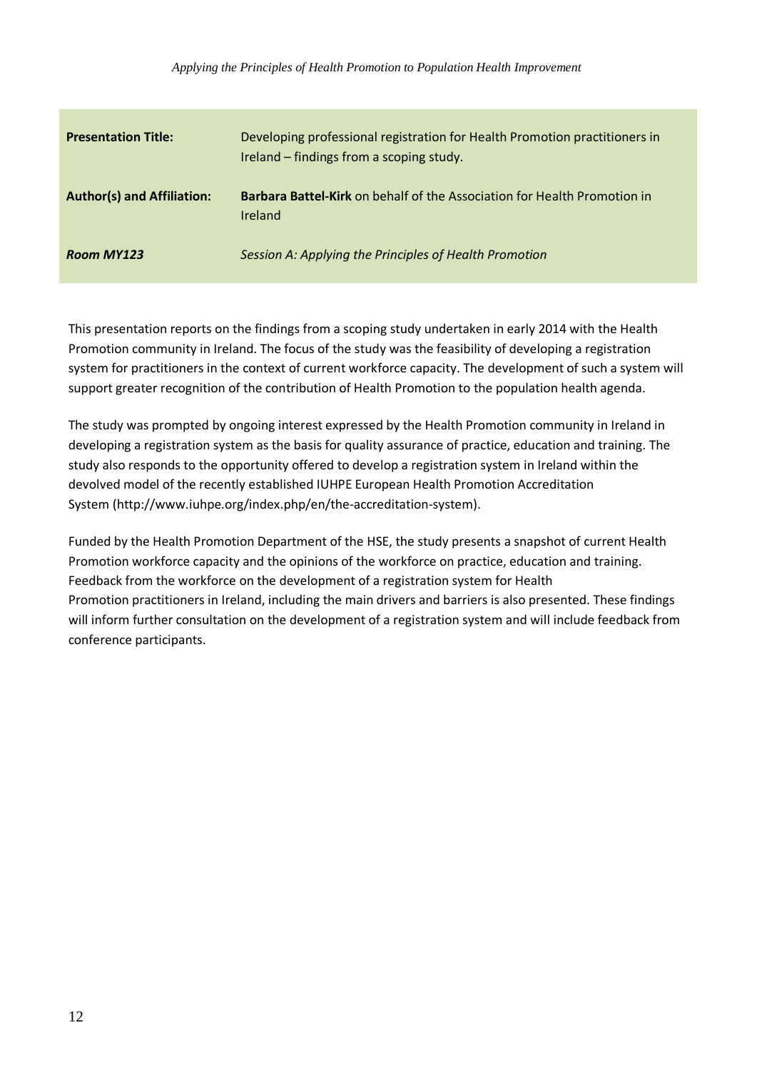| **Presentation Title:** | Developing professional registration for Health Promotion practitioners in Ireland – findings from a scoping study. |
|---|---|
| **Author(s) and Affiliation:** | **Barbara Battel-Kirk** on behalf of the Association for Health Promotion in Ireland |
| ***Room MY123*** | *Session A: Applying the Principles of Health Promotion* |

This presentation reports on the findings from a scoping study undertaken in early 2014 with the Health Promotion community in Ireland. The focus of the study was the feasibility of developing a registration system for practitioners in the context of current workforce capacity. The development of such a system will support greater recognition of the contribution of Health Promotion to the population health agenda.

The study was prompted by ongoing interest expressed by the Health Promotion community in Ireland in developing a registration system as the basis for quality assurance of practice, education and training. The study also responds to the opportunity offered to develop a registration system in Ireland within the devolved model of the recently established IUHPE European Health Promotion Accreditation System (http://www.iuhpe.org/index.php/en/the-accreditation-system).

Funded by the Health Promotion Department of the HSE, the study presents a snapshot of current Health Promotion workforce capacity and the opinions of the workforce on practice, education and training. Feedback from the workforce on the development of a registration system for Health Promotion practitioners in Ireland, including the main drivers and barriers is also presented. These findings will inform further consultation on the development of a registration system and will include feedback from conference participants.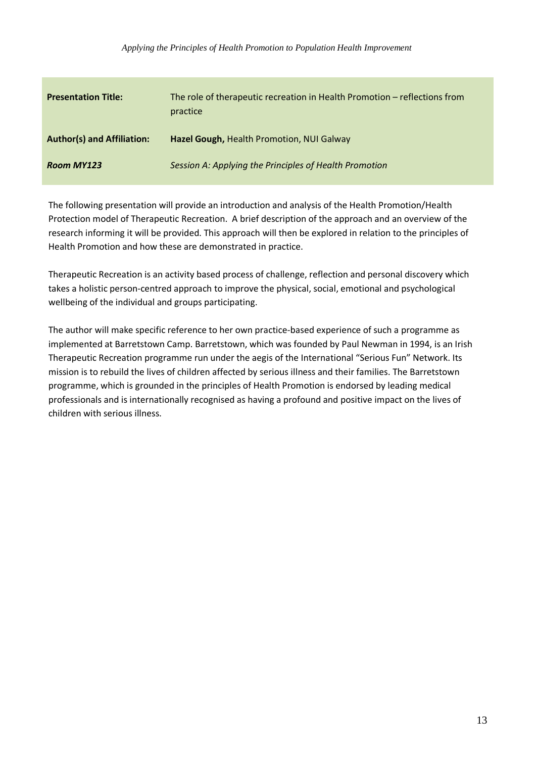| **Presentation Title:** | The role of therapeutic recreation in Health Promotion – reflections from practice |
|---|---|
| **Author(s) and Affiliation:** | **Hazel Gough,** Health Promotion, NUI Galway |
| ***Room MY123*** | *Session A: Applying the Principles of Health Promotion* |

The following presentation will provide an introduction and analysis of the Health Promotion/Health Protection model of Therapeutic Recreation. A brief description of the approach and an overview of the research informing it will be provided. This approach will then be explored in relation to the principles of Health Promotion and how these are demonstrated in practice.

Therapeutic Recreation is an activity based process of challenge, reflection and personal discovery which takes a holistic person-centred approach to improve the physical, social, emotional and psychological wellbeing of the individual and groups participating.

The author will make specific reference to her own practice-based experience of such a programme as implemented at Barretstown Camp. Barretstown, which was founded by Paul Newman in 1994, is an Irish Therapeutic Recreation programme run under the aegis of the International "Serious Fun" Network. Its mission is to rebuild the lives of children affected by serious illness and their families. The Barretstown programme, which is grounded in the principles of Health Promotion is endorsed by leading medical professionals and is internationally recognised as having a profound and positive impact on the lives of children with serious illness.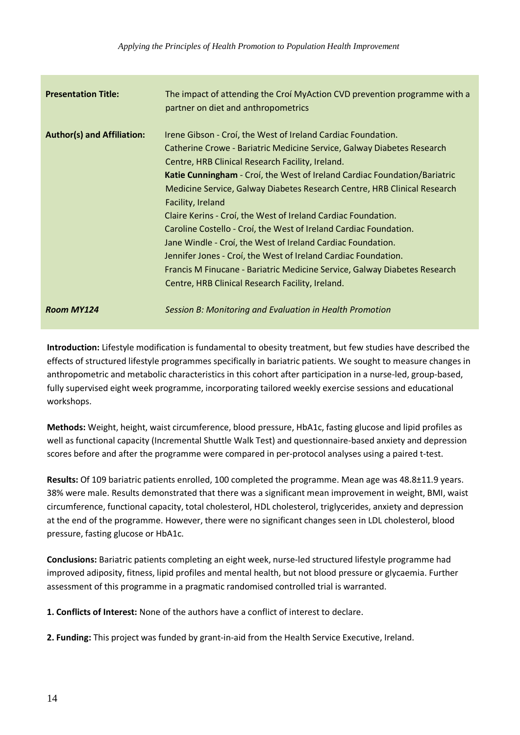| | |
|---|---|
| **Presentation Title:** | The impact of attending the Croí MyAction CVD prevention programme with a partner on diet and anthropometrics |
| **Author(s) and Affiliation:** | Irene Gibson - Croí, the West of Ireland Cardiac Foundation.<br>Catherine Crowe - Bariatric Medicine Service, Galway Diabetes Research Centre, HRB Clinical Research Facility, Ireland.<br>**Katie Cunningham** - Croí, the West of Ireland Cardiac Foundation/Bariatric Medicine Service, Galway Diabetes Research Centre, HRB Clinical Research Facility, Ireland<br>Claire Kerins - Croí, the West of Ireland Cardiac Foundation.<br>Caroline Costello - Croí, the West of Ireland Cardiac Foundation.<br>Jane Windle - Croí, the West of Ireland Cardiac Foundation.<br>Jennifer Jones - Croí, the West of Ireland Cardiac Foundation.<br>Francis M Finucane - Bariatric Medicine Service, Galway Diabetes Research Centre, HRB Clinical Research Facility, Ireland. |
| ***Room MY124*** | *Session B: Monitoring and Evaluation in Health Promotion* |

**Introduction:** Lifestyle modification is fundamental to obesity treatment, but few studies have described the effects of structured lifestyle programmes specifically in bariatric patients. We sought to measure changes in anthropometric and metabolic characteristics in this cohort after participation in a nurse-led, group-based, fully supervised eight week programme, incorporating tailored weekly exercise sessions and educational workshops.

**Methods:** Weight, height, waist circumference, blood pressure, HbA1c, fasting glucose and lipid profiles as well as functional capacity (Incremental Shuttle Walk Test) and questionnaire-based anxiety and depression scores before and after the programme were compared in per-protocol analyses using a paired t-test.

**Results:** Of 109 bariatric patients enrolled, 100 completed the programme. Mean age was 48.8±11.9 years. 38% were male. Results demonstrated that there was a significant mean improvement in weight, BMI, waist circumference, functional capacity, total cholesterol, HDL cholesterol, triglycerides, anxiety and depression at the end of the programme. However, there were no significant changes seen in LDL cholesterol, blood pressure, fasting glucose or HbA1c.

**Conclusions:** Bariatric patients completing an eight week, nurse-led structured lifestyle programme had improved adiposity, fitness, lipid profiles and mental health, but not blood pressure or glycaemia. Further assessment of this programme in a pragmatic randomised controlled trial is warranted.

**1. Conflicts of Interest:** None of the authors have a conflict of interest to declare.

**2. Funding:** This project was funded by grant-in-aid from the Health Service Executive, Ireland.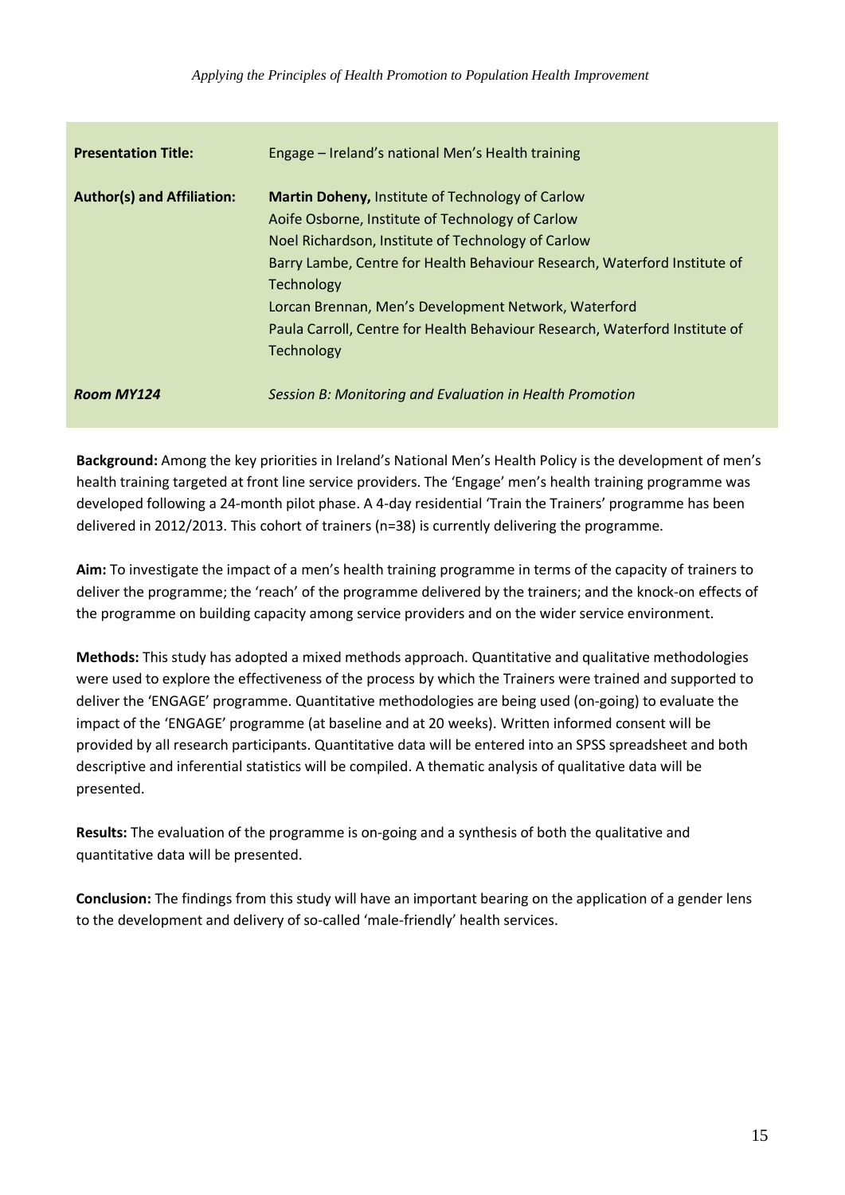| | |
|---|---|
| **Presentation Title:** | Engage – Ireland's national Men's Health training |
| **Author(s) and Affiliation:** | **Martin Doheny,** Institute of Technology of Carlow<br>Aoife Osborne, Institute of Technology of Carlow<br>Noel Richardson, Institute of Technology of Carlow<br>Barry Lambe, Centre for Health Behaviour Research, Waterford Institute of Technology<br>Lorcan Brennan, Men's Development Network, Waterford<br>Paula Carroll, Centre for Health Behaviour Research, Waterford Institute of Technology |
| ***Room MY124*** | *Session B: Monitoring and Evaluation in Health Promotion* |

**Background:** Among the key priorities in Ireland's National Men's Health Policy is the development of men's health training targeted at front line service providers. The 'Engage' men's health training programme was developed following a 24-month pilot phase. A 4-day residential 'Train the Trainers' programme has been delivered in 2012/2013. This cohort of trainers (n=38) is currently delivering the programme.

**Aim:** To investigate the impact of a men's health training programme in terms of the capacity of trainers to deliver the programme; the 'reach' of the programme delivered by the trainers; and the knock-on effects of the programme on building capacity among service providers and on the wider service environment.

**Methods:** This study has adopted a mixed methods approach. Quantitative and qualitative methodologies were used to explore the effectiveness of the process by which the Trainers were trained and supported to deliver the 'ENGAGE' programme. Quantitative methodologies are being used (on-going) to evaluate the impact of the 'ENGAGE' programme (at baseline and at 20 weeks). Written informed consent will be provided by all research participants. Quantitative data will be entered into an SPSS spreadsheet and both descriptive and inferential statistics will be compiled. A thematic analysis of qualitative data will be presented.

**Results:** The evaluation of the programme is on-going and a synthesis of both the qualitative and quantitative data will be presented.

**Conclusion:** The findings from this study will have an important bearing on the application of a gender lens to the development and delivery of so-called 'male-friendly' health services.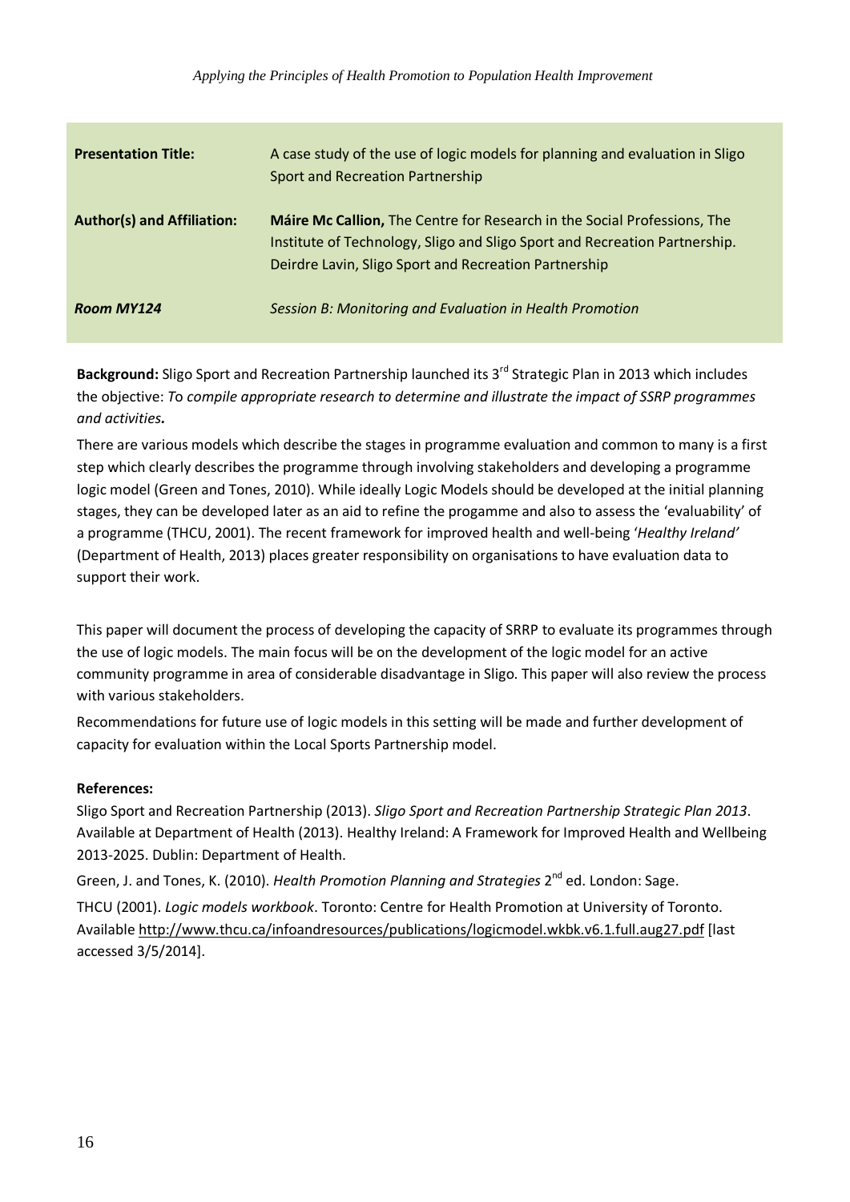| **Presentation Title:** | A case study of the use of logic models for planning and evaluation in Sligo Sport and Recreation Partnership |
|---|---|
| **Author(s) and Affiliation:** | **Máire Mc Callion,** The Centre for Research in the Social Professions, The Institute of Technology, Sligo and Sligo Sport and Recreation Partnership. Deirdre Lavin, Sligo Sport and Recreation Partnership |
| ***Room MY124*** | *Session B: Monitoring and Evaluation in Health Promotion* |

**Background:** Sligo Sport and Recreation Partnership launched its 3rd Strategic Plan in 2013 which includes the objective: *To compile appropriate research to determine and illustrate the impact of SSRP programmes and activities.*

There are various models which describe the stages in programme evaluation and common to many is a first step which clearly describes the programme through involving stakeholders and developing a programme logic model (Green and Tones, 2010). While ideally Logic Models should be developed at the initial planning stages, they can be developed later as an aid to refine the progamme and also to assess the 'evaluability' of a programme (THCU, 2001). The recent framework for improved health and well-being '*Healthy Ireland'* (Department of Health, 2013) places greater responsibility on organisations to have evaluation data to support their work.

This paper will document the process of developing the capacity of SRRP to evaluate its programmes through the use of logic models. The main focus will be on the development of the logic model for an active community programme in area of considerable disadvantage in Sligo. This paper will also review the process with various stakeholders.

Recommendations for future use of logic models in this setting will be made and further development of capacity for evaluation within the Local Sports Partnership model.

**References:**

Sligo Sport and Recreation Partnership (2013). *Sligo Sport and Recreation Partnership Strategic Plan 2013*. Available at Department of Health (2013). Healthy Ireland: A Framework for Improved Health and Wellbeing 2013-2025. Dublin: Department of Health.

Green, J. and Tones, K. (2010). *Health Promotion Planning and Strategies* 2nd ed. London: Sage.

THCU (2001). *Logic models workbook*. Toronto: Centre for Health Promotion at University of Toronto. Available http://www.thcu.ca/infoandresources/publications/logicmodel.wkbk.v6.1.full.aug27.pdf [last accessed 3/5/2014].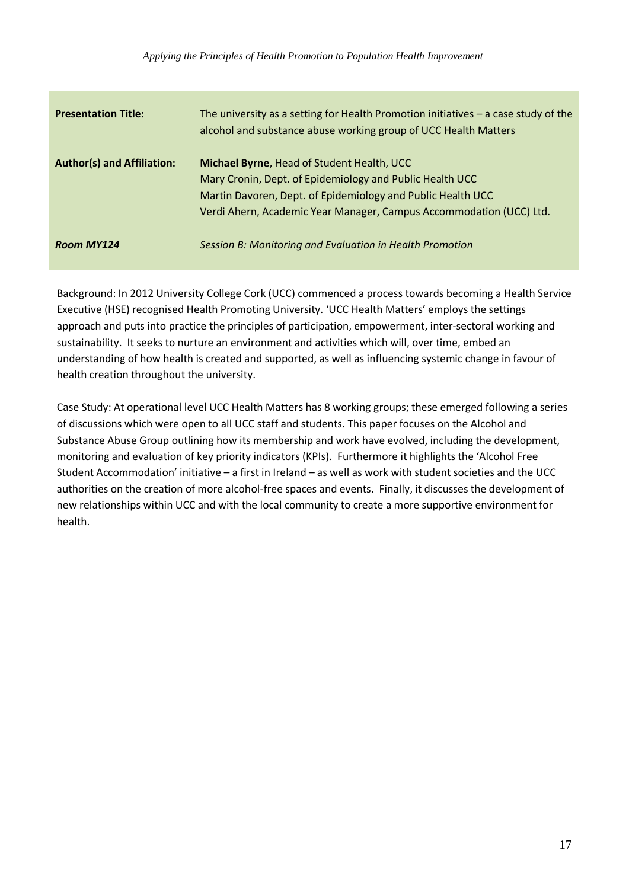| | |
|---|---|
| **Presentation Title:** | The university as a setting for Health Promotion initiatives – a case study of the alcohol and substance abuse working group of UCC Health Matters |
| **Author(s) and Affiliation:** | **Michael Byrne**, Head of Student Health, UCC<br>Mary Cronin, Dept. of Epidemiology and Public Health UCC<br>Martin Davoren, Dept. of Epidemiology and Public Health UCC<br>Verdi Ahern, Academic Year Manager, Campus Accommodation (UCC) Ltd. |
| ***Room MY124*** | *Session B: Monitoring and Evaluation in Health Promotion* |

Background: In 2012 University College Cork (UCC) commenced a process towards becoming a Health Service Executive (HSE) recognised Health Promoting University. 'UCC Health Matters' employs the settings approach and puts into practice the principles of participation, empowerment, inter-sectoral working and sustainability. It seeks to nurture an environment and activities which will, over time, embed an understanding of how health is created and supported, as well as influencing systemic change in favour of health creation throughout the university.

Case Study: At operational level UCC Health Matters has 8 working groups; these emerged following a series of discussions which were open to all UCC staff and students. This paper focuses on the Alcohol and Substance Abuse Group outlining how its membership and work have evolved, including the development, monitoring and evaluation of key priority indicators (KPIs). Furthermore it highlights the 'Alcohol Free Student Accommodation' initiative – a first in Ireland – as well as work with student societies and the UCC authorities on the creation of more alcohol-free spaces and events. Finally, it discusses the development of new relationships within UCC and with the local community to create a more supportive environment for health.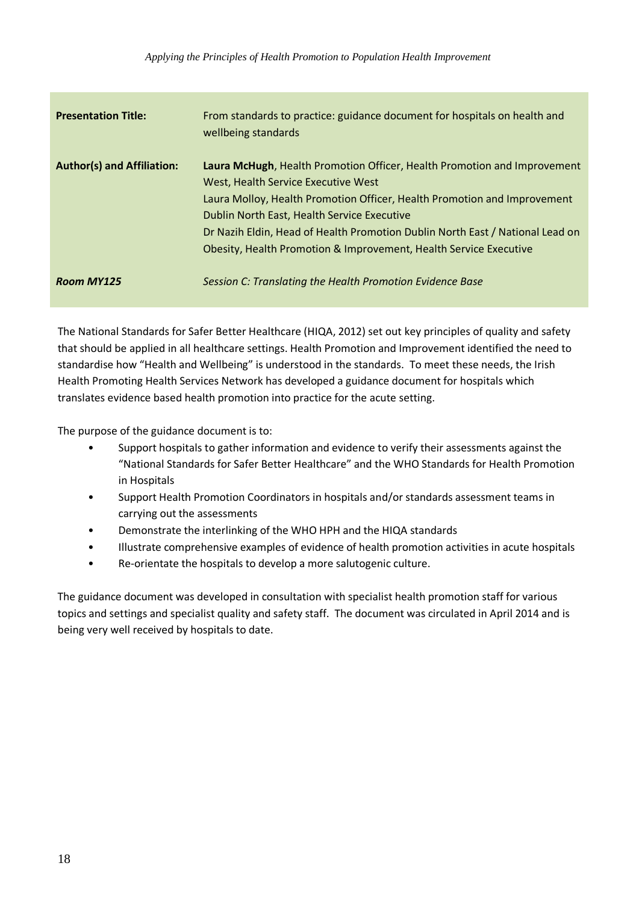| **Presentation Title:** | From standards to practice: guidance document for hospitals on health and wellbeing standards |
| --- | --- |
| **Author(s) and Affiliation:** | **Laura McHugh**, Health Promotion Officer, Health Promotion and Improvement West, Health Service Executive West<br>Laura Molloy, Health Promotion Officer, Health Promotion and Improvement Dublin North East, Health Service Executive<br>Dr Nazih Eldin, Head of Health Promotion Dublin North East / National Lead on Obesity, Health Promotion & Improvement, Health Service Executive |
| ***Room MY125*** | *Session C: Translating the Health Promotion Evidence Base* |

The National Standards for Safer Better Healthcare (HIQA, 2012) set out key principles of quality and safety that should be applied in all healthcare settings. Health Promotion and Improvement identified the need to standardise how "Health and Wellbeing" is understood in the standards. To meet these needs, the Irish Health Promoting Health Services Network has developed a guidance document for hospitals which translates evidence based health promotion into practice for the acute setting.

The purpose of the guidance document is to:

- Support hospitals to gather information and evidence to verify their assessments against the "National Standards for Safer Better Healthcare" and the WHO Standards for Health Promotion in Hospitals
- Support Health Promotion Coordinators in hospitals and/or standards assessment teams in carrying out the assessments
- Demonstrate the interlinking of the WHO HPH and the HIQA standards
- Illustrate comprehensive examples of evidence of health promotion activities in acute hospitals
- Re-orientate the hospitals to develop a more salutogenic culture.

The guidance document was developed in consultation with specialist health promotion staff for various topics and settings and specialist quality and safety staff. The document was circulated in April 2014 and is being very well received by hospitals to date.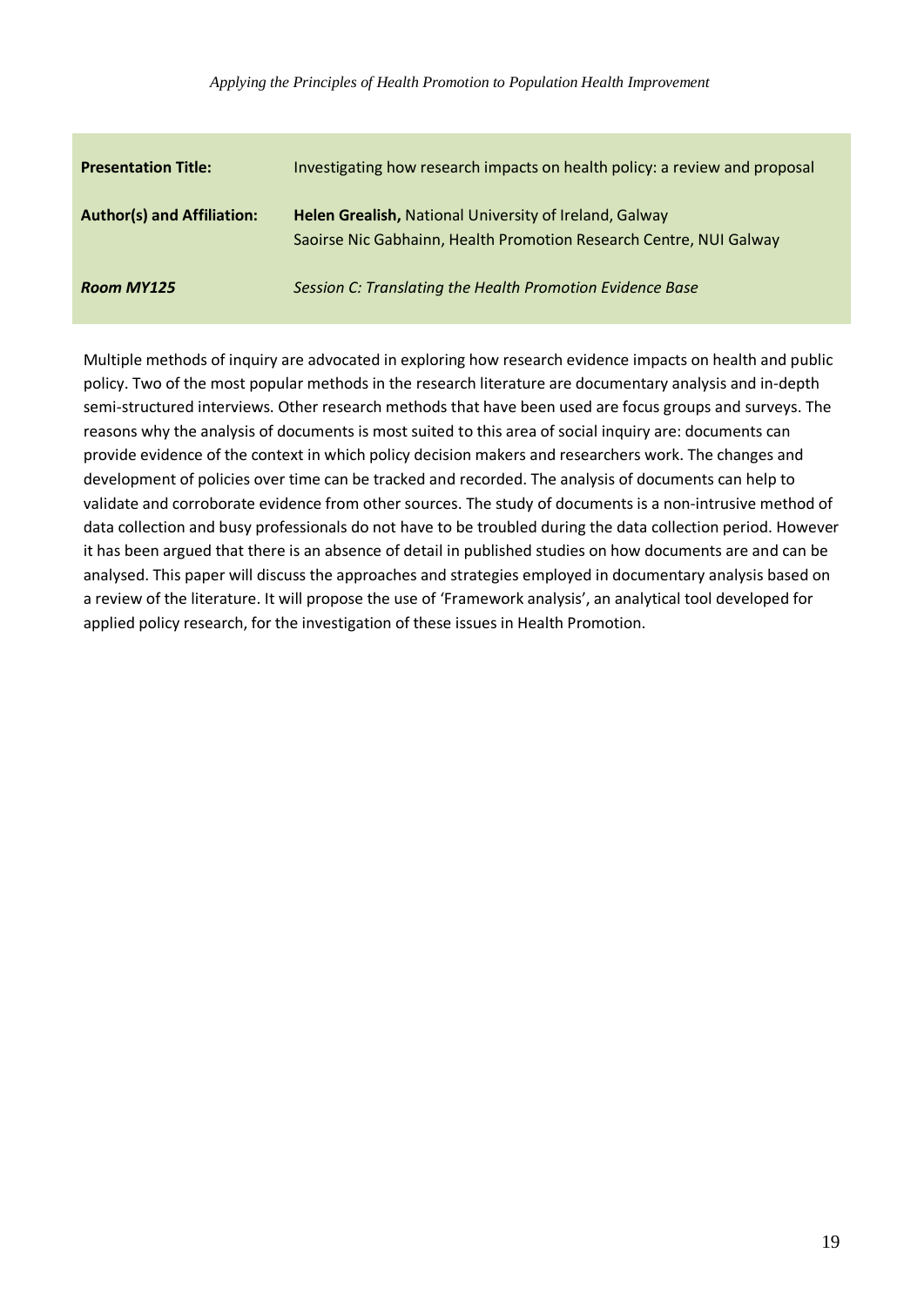| **Presentation Title:** | Investigating how research impacts on health policy: a review and proposal |
| --- | --- |
| **Author(s) and Affiliation:** | **Helen Grealish,** National University of Ireland, Galway<br>Saoirse Nic Gabhainn, Health Promotion Research Centre, NUI Galway |
| ***Room MY125*** | *Session C: Translating the Health Promotion Evidence Base* |

Multiple methods of inquiry are advocated in exploring how research evidence impacts on health and public policy. Two of the most popular methods in the research literature are documentary analysis and in-depth semi-structured interviews. Other research methods that have been used are focus groups and surveys. The reasons why the analysis of documents is most suited to this area of social inquiry are: documents can provide evidence of the context in which policy decision makers and researchers work. The changes and development of policies over time can be tracked and recorded. The analysis of documents can help to validate and corroborate evidence from other sources. The study of documents is a non-intrusive method of data collection and busy professionals do not have to be troubled during the data collection period. However it has been argued that there is an absence of detail in published studies on how documents are and can be analysed. This paper will discuss the approaches and strategies employed in documentary analysis based on a review of the literature. It will propose the use of 'Framework analysis', an analytical tool developed for applied policy research, for the investigation of these issues in Health Promotion.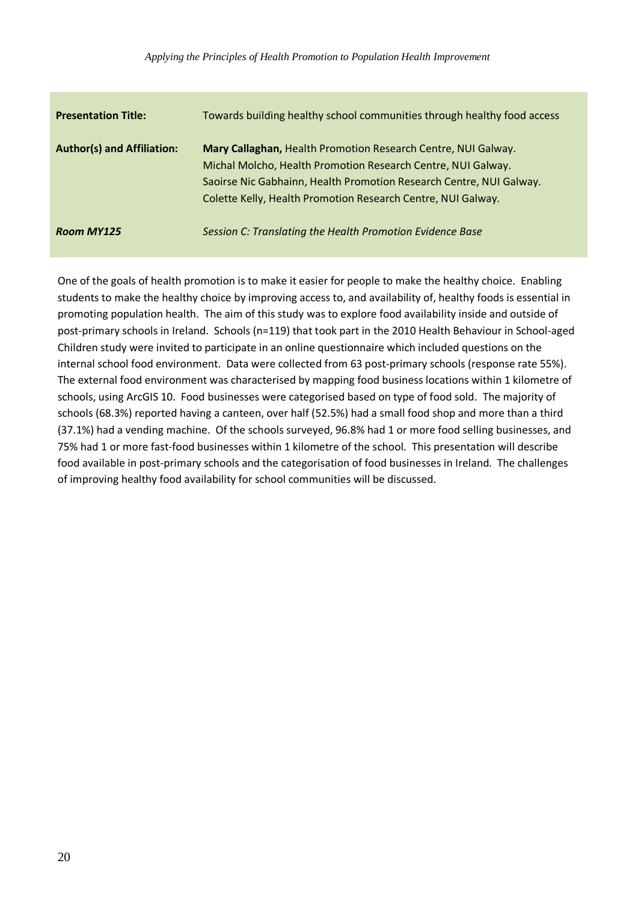| **Presentation Title:** | Towards building healthy school communities through healthy food access |
|---|---|
| **Author(s) and Affiliation:** | **Mary Callaghan,** Health Promotion Research Centre, NUI Galway.<br>Michal Molcho, Health Promotion Research Centre, NUI Galway.<br>Saoirse Nic Gabhainn, Health Promotion Research Centre, NUI Galway.<br>Colette Kelly, Health Promotion Research Centre, NUI Galway. |
| ***Room MY125*** | *Session C: Translating the Health Promotion Evidence Base* |

One of the goals of health promotion is to make it easier for people to make the healthy choice. Enabling students to make the healthy choice by improving access to, and availability of, healthy foods is essential in promoting population health. The aim of this study was to explore food availability inside and outside of post-primary schools in Ireland. Schools (n=119) that took part in the 2010 Health Behaviour in School-aged Children study were invited to participate in an online questionnaire which included questions on the internal school food environment. Data were collected from 63 post-primary schools (response rate 55%). The external food environment was characterised by mapping food business locations within 1 kilometre of schools, using ArcGIS 10. Food businesses were categorised based on type of food sold. The majority of schools (68.3%) reported having a canteen, over half (52.5%) had a small food shop and more than a third (37.1%) had a vending machine. Of the schools surveyed, 96.8% had 1 or more food selling businesses, and 75% had 1 or more fast-food businesses within 1 kilometre of the school. This presentation will describe food available in post-primary schools and the categorisation of food businesses in Ireland. The challenges of improving healthy food availability for school communities will be discussed.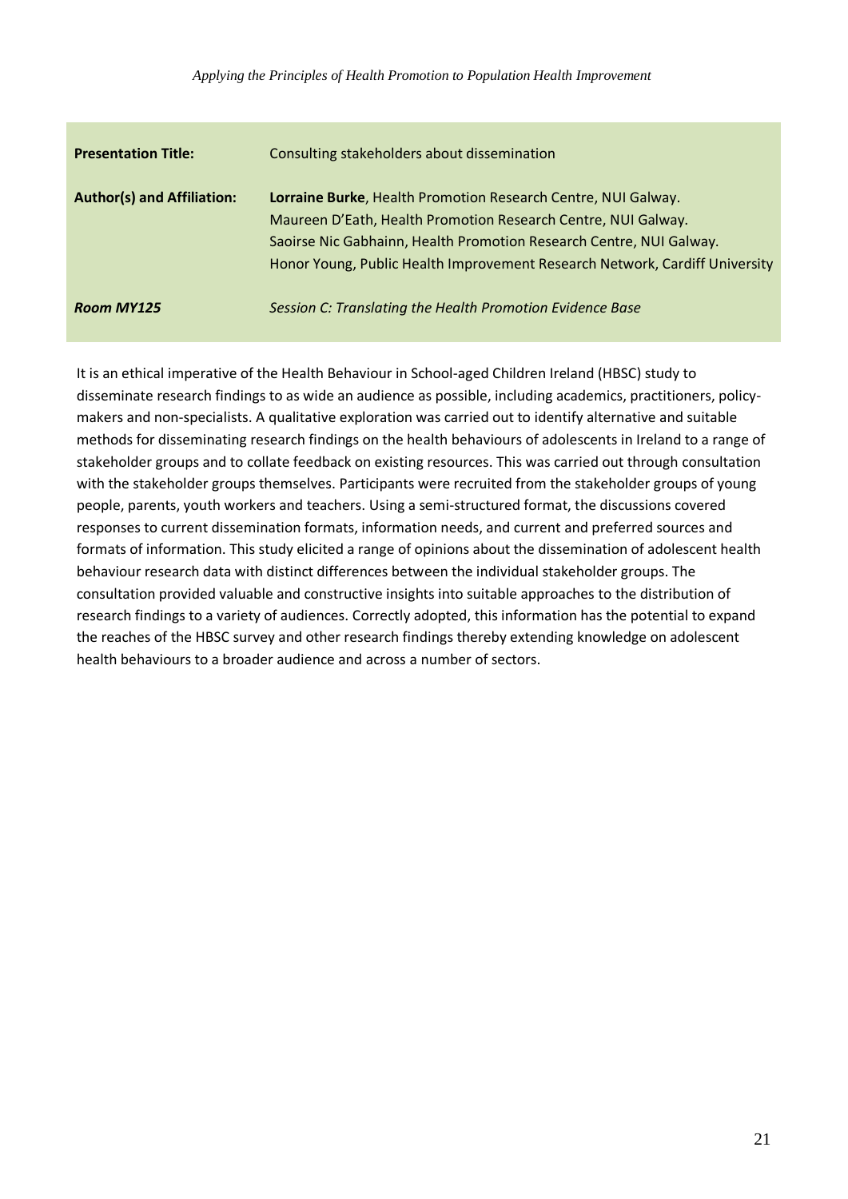| | |
|---|---|
| **Presentation Title:** | Consulting stakeholders about dissemination |
| **Author(s) and Affiliation:** | **Lorraine Burke**, Health Promotion Research Centre, NUI Galway.<br>Maureen D'Eath, Health Promotion Research Centre, NUI Galway.<br>Saoirse Nic Gabhainn, Health Promotion Research Centre, NUI Galway.<br>Honor Young, Public Health Improvement Research Network, Cardiff University |
| ***Room MY125*** | *Session C: Translating the Health Promotion Evidence Base* |

It is an ethical imperative of the Health Behaviour in School-aged Children Ireland (HBSC) study to disseminate research findings to as wide an audience as possible, including academics, practitioners, policy-makers and non-specialists. A qualitative exploration was carried out to identify alternative and suitable methods for disseminating research findings on the health behaviours of adolescents in Ireland to a range of stakeholder groups and to collate feedback on existing resources. This was carried out through consultation with the stakeholder groups themselves. Participants were recruited from the stakeholder groups of young people, parents, youth workers and teachers. Using a semi-structured format, the discussions covered responses to current dissemination formats, information needs, and current and preferred sources and formats of information. This study elicited a range of opinions about the dissemination of adolescent health behaviour research data with distinct differences between the individual stakeholder groups. The consultation provided valuable and constructive insights into suitable approaches to the distribution of research findings to a variety of audiences. Correctly adopted, this information has the potential to expand the reaches of the HBSC survey and other research findings thereby extending knowledge on adolescent health behaviours to a broader audience and across a number of sectors.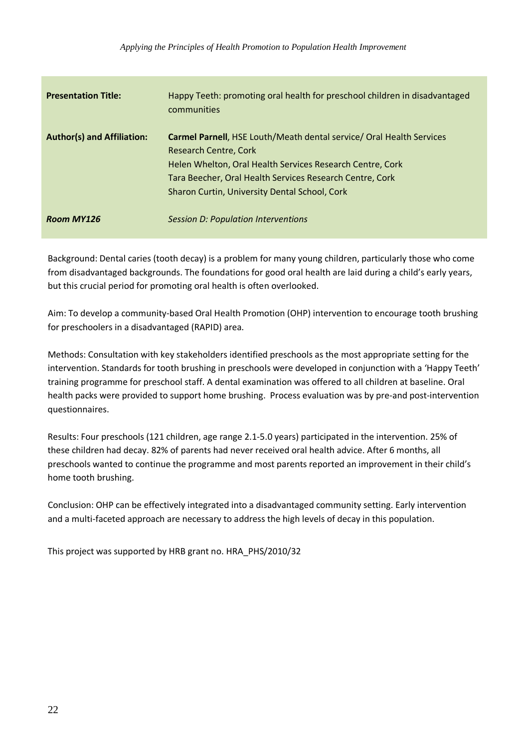| | |
|---|---|
| **Presentation Title:** | Happy Teeth: promoting oral health for preschool children in disadvantaged communities |
| **Author(s) and Affiliation:** | **Carmel Parnell**, HSE Louth/Meath dental service/ Oral Health Services Research Centre, Cork<br>Helen Whelton, Oral Health Services Research Centre, Cork<br>Tara Beecher, Oral Health Services Research Centre, Cork<br>Sharon Curtin, University Dental School, Cork |
| ***Room MY126*** | *Session D: Population Interventions* |

Background: Dental caries (tooth decay) is a problem for many young children, particularly those who come from disadvantaged backgrounds. The foundations for good oral health are laid during a child's early years, but this crucial period for promoting oral health is often overlooked.

Aim: To develop a community-based Oral Health Promotion (OHP) intervention to encourage tooth brushing for preschoolers in a disadvantaged (RAPID) area.

Methods: Consultation with key stakeholders identified preschools as the most appropriate setting for the intervention. Standards for tooth brushing in preschools were developed in conjunction with a 'Happy Teeth' training programme for preschool staff. A dental examination was offered to all children at baseline. Oral health packs were provided to support home brushing. Process evaluation was by pre-and post-intervention questionnaires.

Results: Four preschools (121 children, age range 2.1-5.0 years) participated in the intervention. 25% of these children had decay. 82% of parents had never received oral health advice. After 6 months, all preschools wanted to continue the programme and most parents reported an improvement in their child's home tooth brushing.

Conclusion: OHP can be effectively integrated into a disadvantaged community setting. Early intervention and a multi-faceted approach are necessary to address the high levels of decay in this population.

This project was supported by HRB grant no. HRA_PHS/2010/32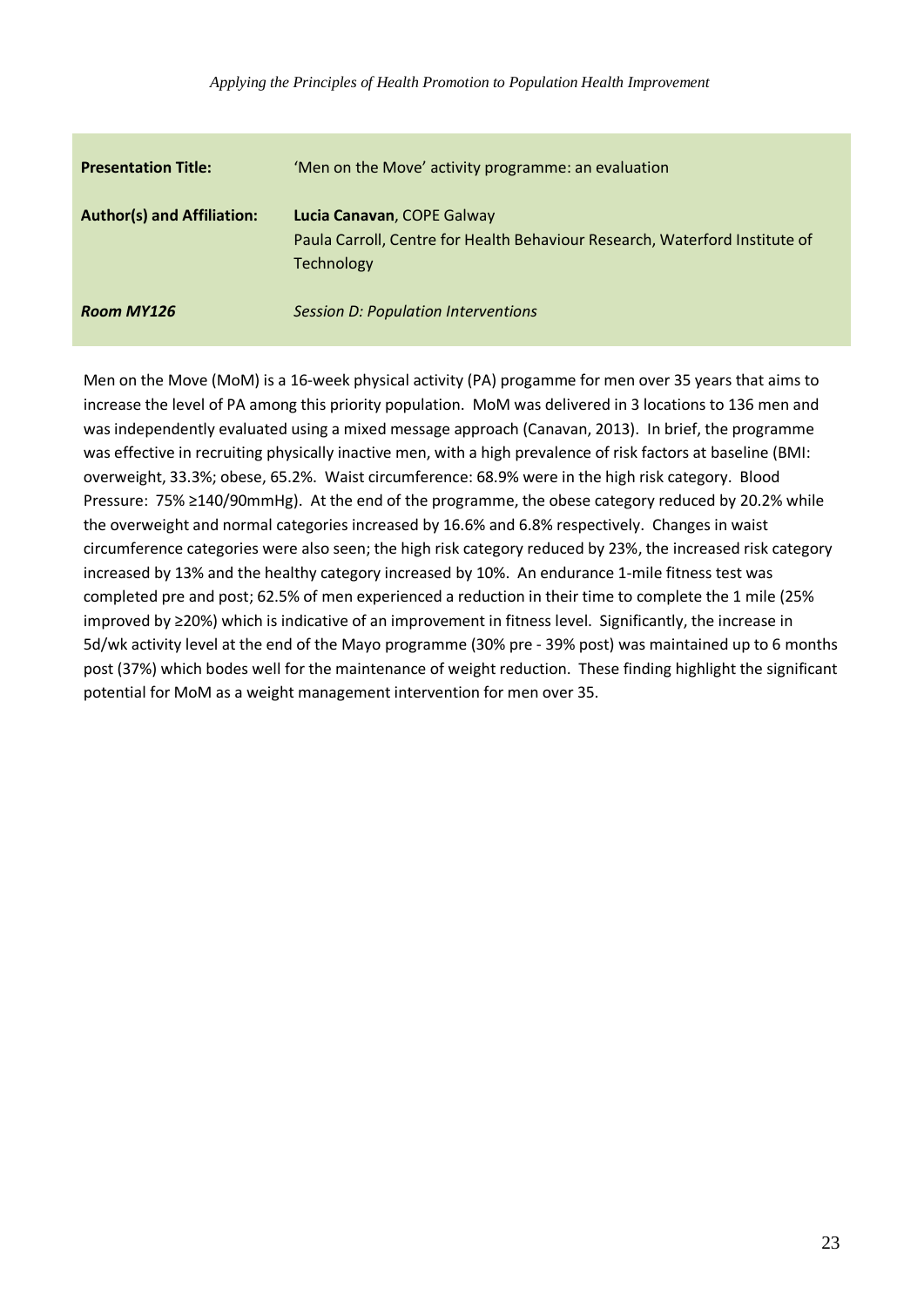| **Presentation Title:** | 'Men on the Move' activity programme: an evaluation |
| --- | --- |
| **Author(s) and Affiliation:** | **Lucia Canavan**, COPE Galway<br>Paula Carroll, Centre for Health Behaviour Research, Waterford Institute of Technology |
| ***Room MY126*** | *Session D: Population Interventions* |

Men on the Move (MoM) is a 16-week physical activity (PA) progamme for men over 35 years that aims to increase the level of PA among this priority population. MoM was delivered in 3 locations to 136 men and was independently evaluated using a mixed message approach (Canavan, 2013). In brief, the programme was effective in recruiting physically inactive men, with a high prevalence of risk factors at baseline (BMI: overweight, 33.3%; obese, 65.2%. Waist circumference: 68.9% were in the high risk category. Blood Pressure: 75% ≥140/90mmHg). At the end of the programme, the obese category reduced by 20.2% while the overweight and normal categories increased by 16.6% and 6.8% respectively. Changes in waist circumference categories were also seen; the high risk category reduced by 23%, the increased risk category increased by 13% and the healthy category increased by 10%. An endurance 1-mile fitness test was completed pre and post; 62.5% of men experienced a reduction in their time to complete the 1 mile (25% improved by ≥20%) which is indicative of an improvement in fitness level. Significantly, the increase in 5d/wk activity level at the end of the Mayo programme (30% pre - 39% post) was maintained up to 6 months post (37%) which bodes well for the maintenance of weight reduction. These finding highlight the significant potential for MoM as a weight management intervention for men over 35.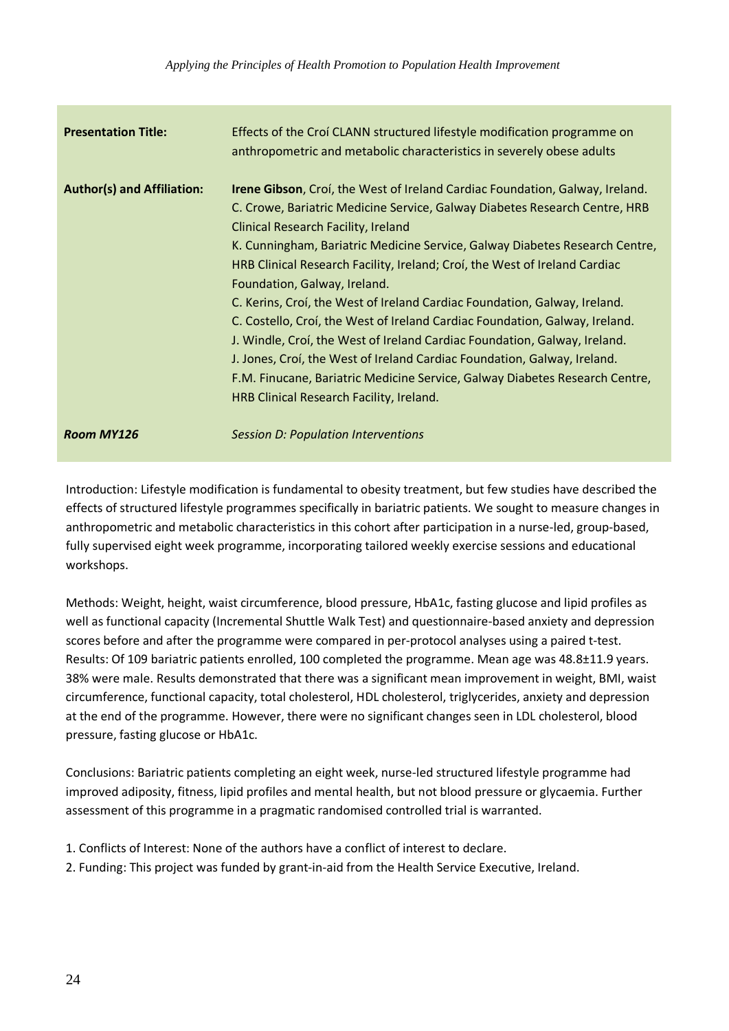| **Presentation Title:** | Effects of the Croí CLANN structured lifestyle modification programme on anthropometric and metabolic characteristics in severely obese adults |
|---|---|
| **Author(s) and Affiliation:** | **Irene Gibson**, Croí, the West of Ireland Cardiac Foundation, Galway, Ireland.<br>C. Crowe, Bariatric Medicine Service, Galway Diabetes Research Centre, HRB Clinical Research Facility, Ireland<br>K. Cunningham, Bariatric Medicine Service, Galway Diabetes Research Centre, HRB Clinical Research Facility, Ireland; Croí, the West of Ireland Cardiac Foundation, Galway, Ireland.<br>C. Kerins, Croí, the West of Ireland Cardiac Foundation, Galway, Ireland.<br>C. Costello, Croí, the West of Ireland Cardiac Foundation, Galway, Ireland.<br>J. Windle, Croí, the West of Ireland Cardiac Foundation, Galway, Ireland.<br>J. Jones, Croí, the West of Ireland Cardiac Foundation, Galway, Ireland.<br>F.M. Finucane, Bariatric Medicine Service, Galway Diabetes Research Centre, HRB Clinical Research Facility, Ireland. |
| ***Room MY126*** | *Session D: Population Interventions* |

Introduction: Lifestyle modification is fundamental to obesity treatment, but few studies have described the effects of structured lifestyle programmes specifically in bariatric patients. We sought to measure changes in anthropometric and metabolic characteristics in this cohort after participation in a nurse-led, group-based, fully supervised eight week programme, incorporating tailored weekly exercise sessions and educational workshops.

Methods: Weight, height, waist circumference, blood pressure, HbA1c, fasting glucose and lipid profiles as well as functional capacity (Incremental Shuttle Walk Test) and questionnaire-based anxiety and depression scores before and after the programme were compared in per-protocol analyses using a paired t-test.
Results: Of 109 bariatric patients enrolled, 100 completed the programme. Mean age was 48.8±11.9 years. 38% were male. Results demonstrated that there was a significant mean improvement in weight, BMI, waist circumference, functional capacity, total cholesterol, HDL cholesterol, triglycerides, anxiety and depression at the end of the programme. However, there were no significant changes seen in LDL cholesterol, blood pressure, fasting glucose or HbA1c.

Conclusions: Bariatric patients completing an eight week, nurse-led structured lifestyle programme had improved adiposity, fitness, lipid profiles and mental health, but not blood pressure or glycaemia. Further assessment of this programme in a pragmatic randomised controlled trial is warranted.

1. Conflicts of Interest: None of the authors have a conflict of interest to declare.
2. Funding: This project was funded by grant-in-aid from the Health Service Executive, Ireland.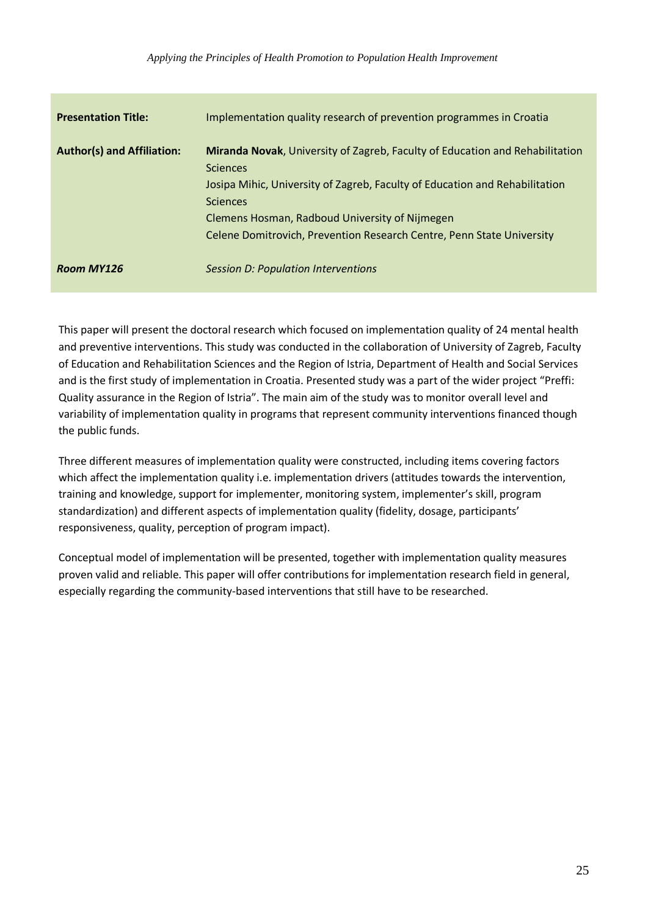| **Presentation Title:** | Implementation quality research of prevention programmes in Croatia |
|---|---|
| **Author(s) and Affiliation:** | **Miranda Novak**, University of Zagreb, Faculty of Education and Rehabilitation Sciences<br>Josipa Mihic, University of Zagreb, Faculty of Education and Rehabilitation Sciences<br>Clemens Hosman, Radboud University of Nijmegen<br>Celene Domitrovich, Prevention Research Centre, Penn State University |
| ***Room MY126*** | *Session D: Population Interventions* |

This paper will present the doctoral research which focused on implementation quality of 24 mental health and preventive interventions. This study was conducted in the collaboration of University of Zagreb, Faculty of Education and Rehabilitation Sciences and the Region of Istria, Department of Health and Social Services and is the first study of implementation in Croatia. Presented study was a part of the wider project "Preffi: Quality assurance in the Region of Istria". The main aim of the study was to monitor overall level and variability of implementation quality in programs that represent community interventions financed though the public funds.

Three different measures of implementation quality were constructed, including items covering factors which affect the implementation quality i.e. implementation drivers (attitudes towards the intervention, training and knowledge, support for implementer, monitoring system, implementer's skill, program standardization) and different aspects of implementation quality (fidelity, dosage, participants' responsiveness, quality, perception of program impact).

Conceptual model of implementation will be presented, together with implementation quality measures proven valid and reliable. This paper will offer contributions for implementation research field in general, especially regarding the community-based interventions that still have to be researched.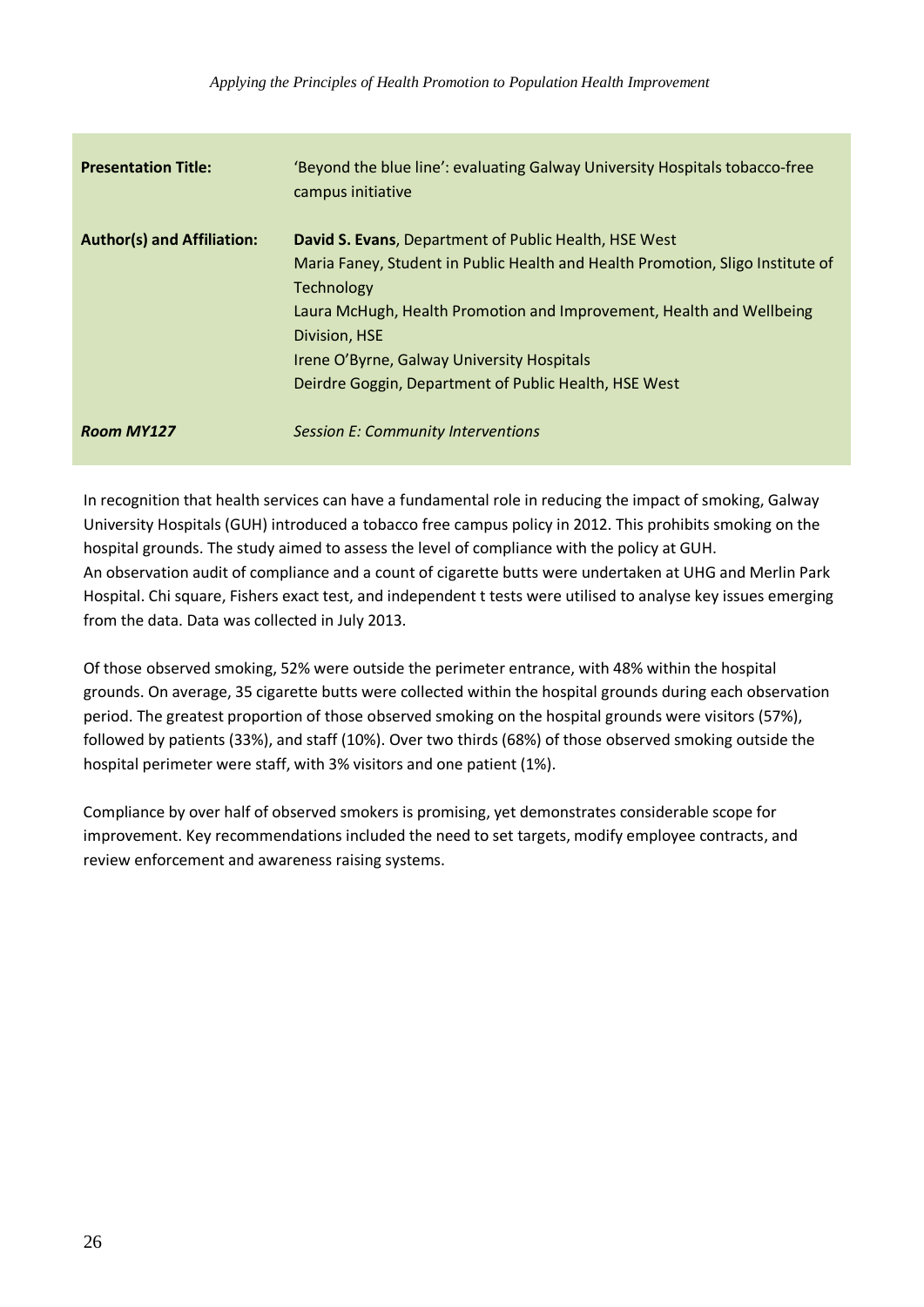| **Presentation Title:** | 'Beyond the blue line': evaluating Galway University Hospitals tobacco-free campus initiative |
|---|---|
| **Author(s) and Affiliation:** | **David S. Evans**, Department of Public Health, HSE West<br>Maria Faney, Student in Public Health and Health Promotion, Sligo Institute of Technology<br>Laura McHugh, Health Promotion and Improvement, Health and Wellbeing Division, HSE<br>Irene O'Byrne, Galway University Hospitals<br>Deirdre Goggin, Department of Public Health, HSE West |
| ***Room MY127*** | *Session E: Community Interventions* |

In recognition that health services can have a fundamental role in reducing the impact of smoking, Galway University Hospitals (GUH) introduced a tobacco free campus policy in 2012. This prohibits smoking on the hospital grounds. The study aimed to assess the level of compliance with the policy at GUH.
An observation audit of compliance and a count of cigarette butts were undertaken at UHG and Merlin Park Hospital. Chi square, Fishers exact test, and independent t tests were utilised to analyse key issues emerging from the data. Data was collected in July 2013.

Of those observed smoking, 52% were outside the perimeter entrance, with 48% within the hospital grounds. On average, 35 cigarette butts were collected within the hospital grounds during each observation period. The greatest proportion of those observed smoking on the hospital grounds were visitors (57%), followed by patients (33%), and staff (10%). Over two thirds (68%) of those observed smoking outside the hospital perimeter were staff, with 3% visitors and one patient (1%).

Compliance by over half of observed smokers is promising, yet demonstrates considerable scope for improvement. Key recommendations included the need to set targets, modify employee contracts, and review enforcement and awareness raising systems.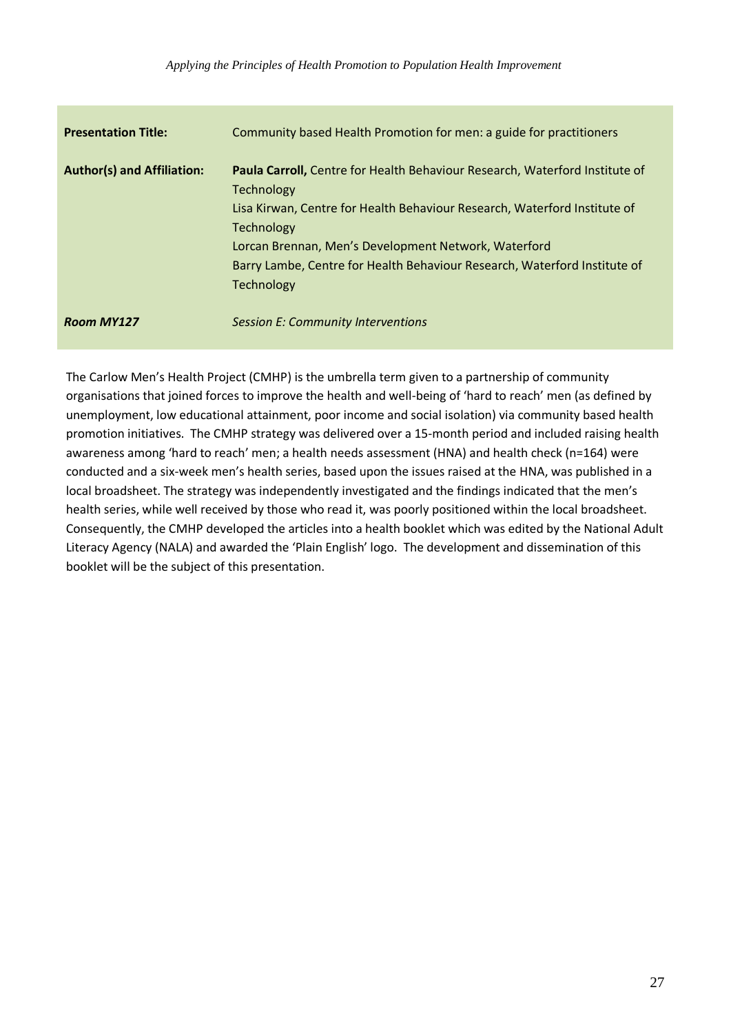| **Presentation Title:** | Community based Health Promotion for men: a guide for practitioners |
| --- | --- |
| **Author(s) and Affiliation:** | **Paula Carroll,** Centre for Health Behaviour Research, Waterford Institute of Technology<br>Lisa Kirwan, Centre for Health Behaviour Research, Waterford Institute of Technology<br>Lorcan Brennan, Men's Development Network, Waterford<br>Barry Lambe, Centre for Health Behaviour Research, Waterford Institute of Technology |
| ***Room MY127*** | *Session E: Community Interventions* |

The Carlow Men's Health Project (CMHP) is the umbrella term given to a partnership of community organisations that joined forces to improve the health and well-being of 'hard to reach' men (as defined by unemployment, low educational attainment, poor income and social isolation) via community based health promotion initiatives. The CMHP strategy was delivered over a 15-month period and included raising health awareness among 'hard to reach' men; a health needs assessment (HNA) and health check (n=164) were conducted and a six-week men's health series, based upon the issues raised at the HNA, was published in a local broadsheet. The strategy was independently investigated and the findings indicated that the men's health series, while well received by those who read it, was poorly positioned within the local broadsheet. Consequently, the CMHP developed the articles into a health booklet which was edited by the National Adult Literacy Agency (NALA) and awarded the 'Plain English' logo. The development and dissemination of this booklet will be the subject of this presentation.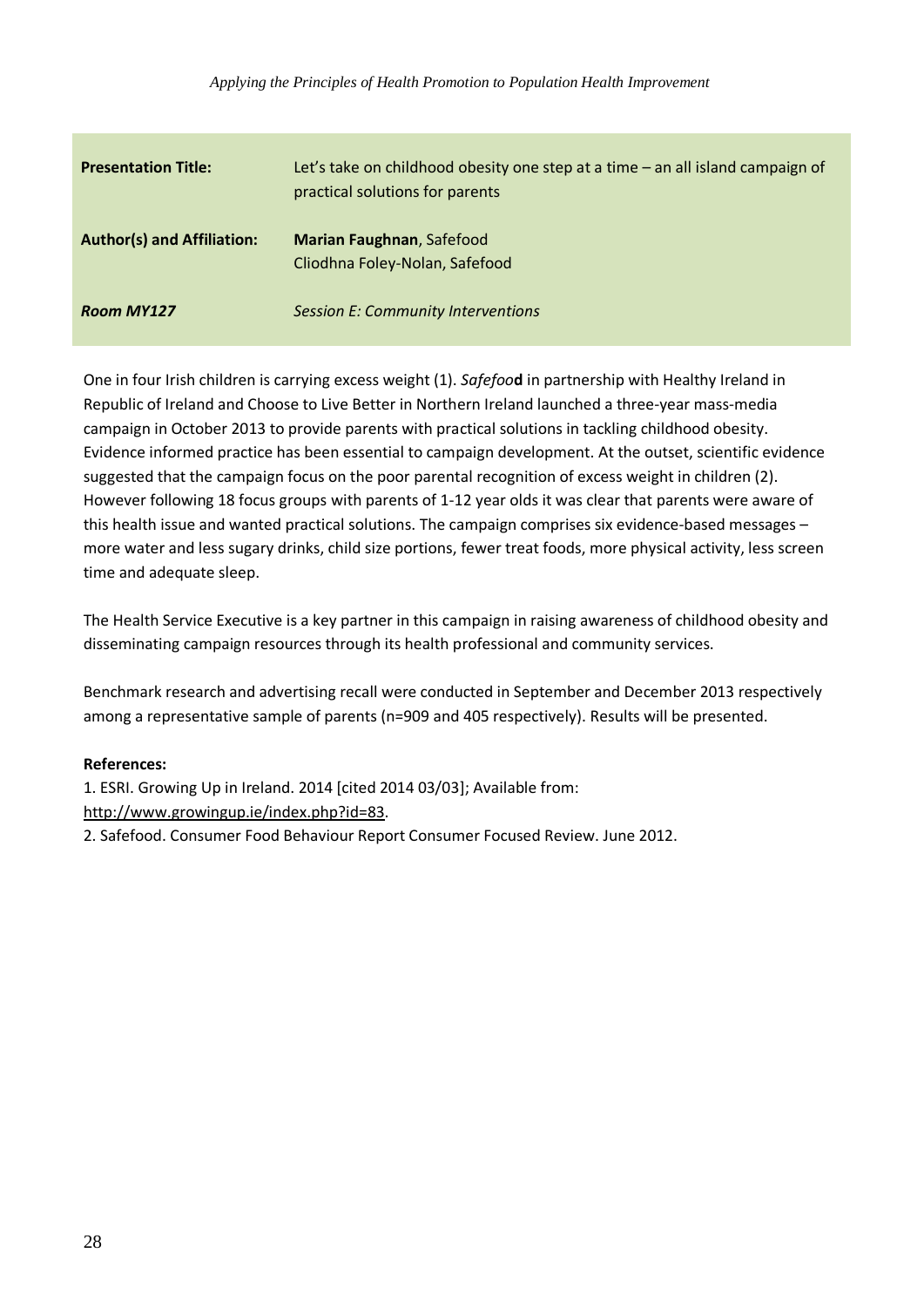| **Presentation Title:** | Let's take on childhood obesity one step at a time – an all island campaign of practical solutions for parents |
|---|---|
| **Author(s) and Affiliation:** | **Marian Faughnan**, Safefood<br>Cliodhna Foley-Nolan, Safefood |
| ***Room MY127*** | *Session E: Community Interventions* |

One in four Irish children is carrying excess weight (1). *Safefoo***d** in partnership with Healthy Ireland in Republic of Ireland and Choose to Live Better in Northern Ireland launched a three-year mass-media campaign in October 2013 to provide parents with practical solutions in tackling childhood obesity. Evidence informed practice has been essential to campaign development. At the outset, scientific evidence suggested that the campaign focus on the poor parental recognition of excess weight in children (2). However following 18 focus groups with parents of 1-12 year olds it was clear that parents were aware of this health issue and wanted practical solutions. The campaign comprises six evidence-based messages – more water and less sugary drinks, child size portions, fewer treat foods, more physical activity, less screen time and adequate sleep.

The Health Service Executive is a key partner in this campaign in raising awareness of childhood obesity and disseminating campaign resources through its health professional and community services.

Benchmark research and advertising recall were conducted in September and December 2013 respectively among a representative sample of parents (n=909 and 405 respectively). Results will be presented.

**References:**

1. ESRI. Growing Up in Ireland. 2014 [cited 2014 03/03]; Available from: http://www.growingup.ie/index.php?id=83.
2. Safefood. Consumer Food Behaviour Report Consumer Focused Review. June 2012.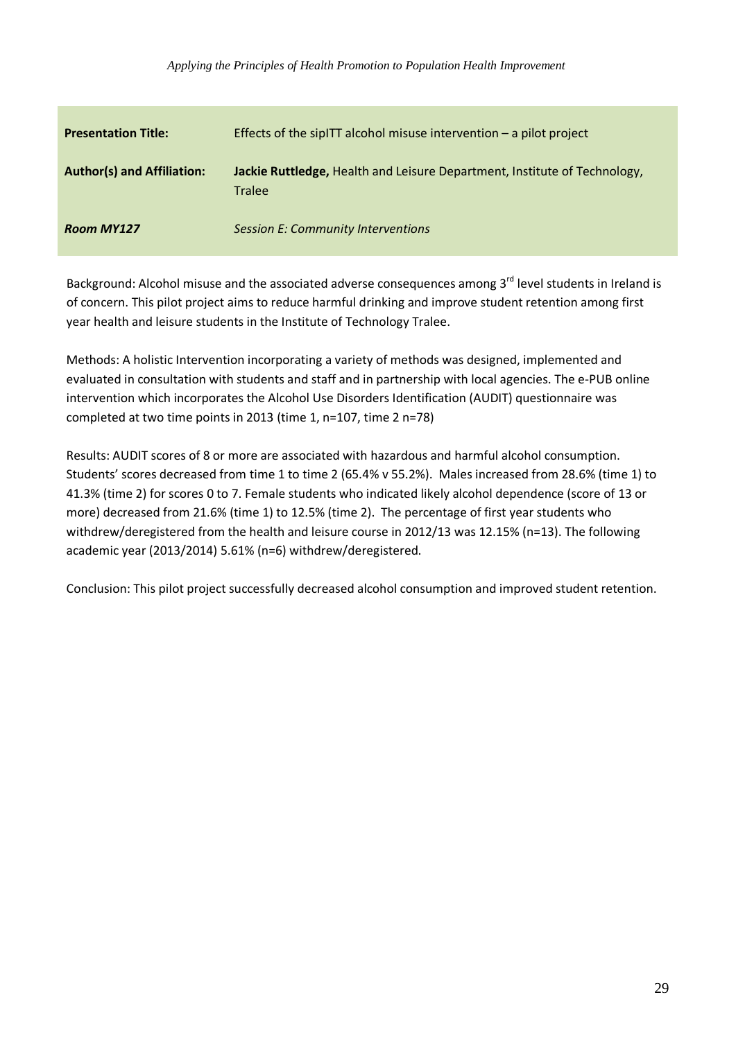| **Presentation Title:** | Effects of the sipITT alcohol misuse intervention – a pilot project |
|---|---|
| **Author(s) and Affiliation:** | **Jackie Ruttledge,** Health and Leisure Department, Institute of Technology, Tralee |
| ***Room MY127*** | *Session E: Community Interventions* |

Background: Alcohol misuse and the associated adverse consequences among 3rd level students in Ireland is of concern. This pilot project aims to reduce harmful drinking and improve student retention among first year health and leisure students in the Institute of Technology Tralee.

Methods: A holistic Intervention incorporating a variety of methods was designed, implemented and evaluated in consultation with students and staff and in partnership with local agencies. The e-PUB online intervention which incorporates the Alcohol Use Disorders Identification (AUDIT) questionnaire was completed at two time points in 2013 (time 1, n=107, time 2 n=78)

Results: AUDIT scores of 8 or more are associated with hazardous and harmful alcohol consumption. Students' scores decreased from time 1 to time 2 (65.4% v 55.2%). Males increased from 28.6% (time 1) to 41.3% (time 2) for scores 0 to 7. Female students who indicated likely alcohol dependence (score of 13 or more) decreased from 21.6% (time 1) to 12.5% (time 2). The percentage of first year students who withdrew/deregistered from the health and leisure course in 2012/13 was 12.15% (n=13). The following academic year (2013/2014) 5.61% (n=6) withdrew/deregistered.

Conclusion: This pilot project successfully decreased alcohol consumption and improved student retention.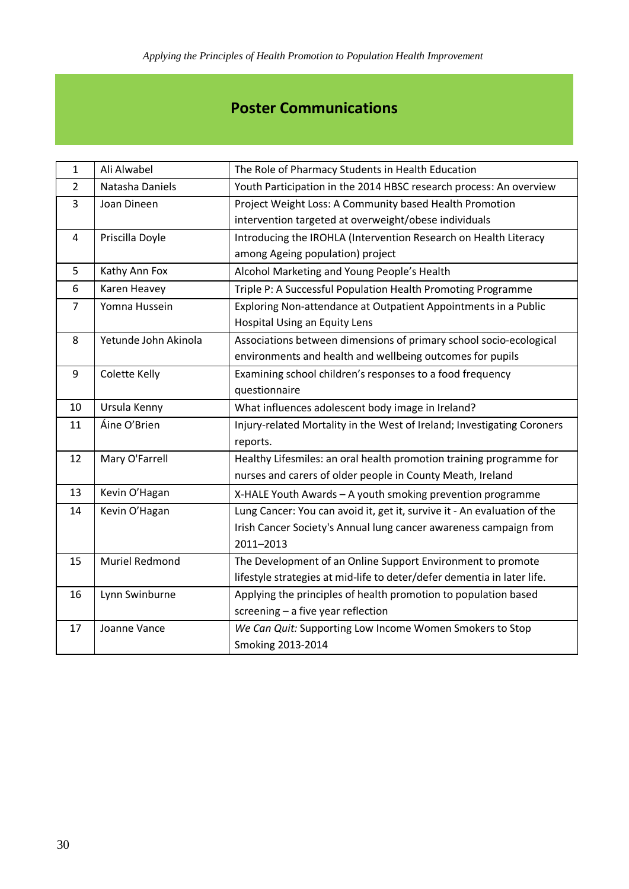## Poster Communications

| | | |
|---|---|---|
| 1 | Ali Alwabel | The Role of Pharmacy Students in Health Education |
| 2 | Natasha Daniels | Youth Participation in the 2014 HBSC research process: An overview |
| 3 | Joan Dineen | Project Weight Loss: A Community based Health Promotion intervention targeted at overweight/obese individuals |
| 4 | Priscilla Doyle | Introducing the IROHLA (Intervention Research on Health Literacy among Ageing population) project |
| 5 | Kathy Ann Fox | Alcohol Marketing and Young People's Health |
| 6 | Karen Heavey | Triple P: A Successful Population Health Promoting Programme |
| 7 | Yomna Hussein | Exploring Non-attendance at Outpatient Appointments in a Public Hospital Using an Equity Lens |
| 8 | Yetunde John Akinola | Associations between dimensions of primary school socio-ecological environments and health and wellbeing outcomes for pupils |
| 9 | Colette Kelly | Examining school children's responses to a food frequency questionnaire |
| 10 | Ursula Kenny | What influences adolescent body image in Ireland? |
| 11 | Áine O'Brien | Injury-related Mortality in the West of Ireland; Investigating Coroners reports. |
| 12 | Mary O'Farrell | Healthy Lifesmiles: an oral health promotion training programme for nurses and carers of older people in County Meath, Ireland |
| 13 | Kevin O'Hagan | X-HALE Youth Awards – A youth smoking prevention programme |
| 14 | Kevin O'Hagan | Lung Cancer: You can avoid it, get it, survive it - An evaluation of the Irish Cancer Society's Annual lung cancer awareness campaign from 2011–2013 |
| 15 | Muriel Redmond | The Development of an Online Support Environment to promote lifestyle strategies at mid-life to deter/defer dementia in later life. |
| 16 | Lynn Swinburne | Applying the principles of health promotion to population based screening – a five year reflection |
| 17 | Joanne Vance | *We Can Quit:* Supporting Low Income Women Smokers to Stop Smoking 2013-2014 |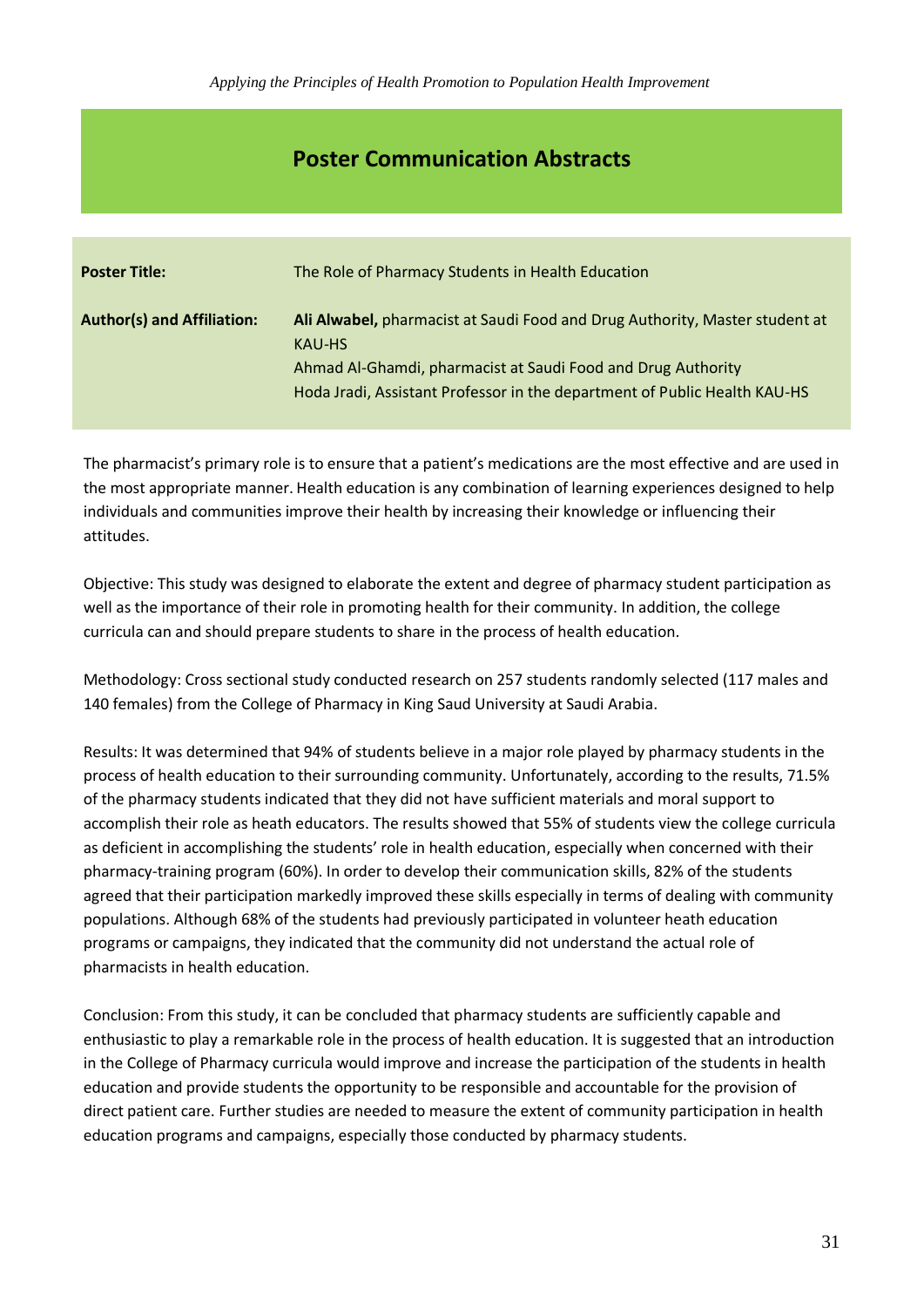## Poster Communication Abstracts

| | |
|---|---|
| **Poster Title:** | The Role of Pharmacy Students in Health Education |
| **Author(s) and Affiliation:** | **Ali Alwabel,** pharmacist at Saudi Food and Drug Authority, Master student at KAU-HS<br>Ahmad Al-Ghamdi, pharmacist at Saudi Food and Drug Authority<br>Hoda Jradi, Assistant Professor in the department of Public Health KAU-HS |

The pharmacist's primary role is to ensure that a patient's medications are the most effective and are used in the most appropriate manner. Health education is any combination of learning experiences designed to help individuals and communities improve their health by increasing their knowledge or influencing their attitudes.

Objective: This study was designed to elaborate the extent and degree of pharmacy student participation as well as the importance of their role in promoting health for their community. In addition, the college curricula can and should prepare students to share in the process of health education.

Methodology: Cross sectional study conducted research on 257 students randomly selected (117 males and 140 females) from the College of Pharmacy in King Saud University at Saudi Arabia.

Results: It was determined that 94% of students believe in a major role played by pharmacy students in the process of health education to their surrounding community. Unfortunately, according to the results, 71.5% of the pharmacy students indicated that they did not have sufficient materials and moral support to accomplish their role as heath educators. The results showed that 55% of students view the college curricula as deficient in accomplishing the students' role in health education, especially when concerned with their pharmacy-training program (60%). In order to develop their communication skills, 82% of the students agreed that their participation markedly improved these skills especially in terms of dealing with community populations. Although 68% of the students had previously participated in volunteer heath education programs or campaigns, they indicated that the community did not understand the actual role of pharmacists in health education.

Conclusion: From this study, it can be concluded that pharmacy students are sufficiently capable and enthusiastic to play a remarkable role in the process of health education. It is suggested that an introduction in the College of Pharmacy curricula would improve and increase the participation of the students in health education and provide students the opportunity to be responsible and accountable for the provision of direct patient care. Further studies are needed to measure the extent of community participation in health education programs and campaigns, especially those conducted by pharmacy students.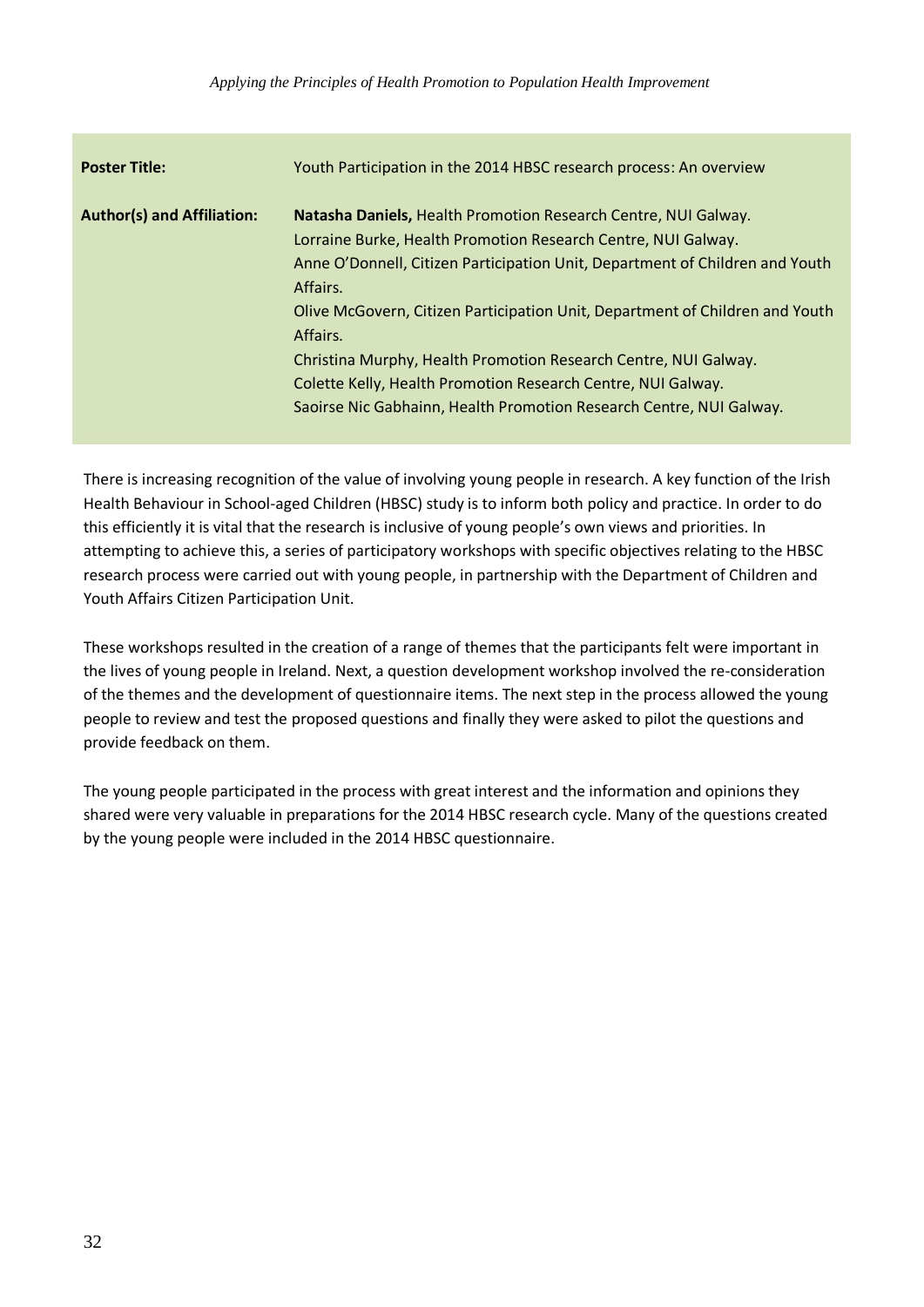| **Poster Title:** | Youth Participation in the 2014 HBSC research process: An overview |
|---|---|
| **Author(s) and Affiliation:** | **Natasha Daniels,** Health Promotion Research Centre, NUI Galway.<br>Lorraine Burke, Health Promotion Research Centre, NUI Galway.<br>Anne O'Donnell, Citizen Participation Unit, Department of Children and Youth Affairs.<br>Olive McGovern, Citizen Participation Unit, Department of Children and Youth Affairs.<br>Christina Murphy, Health Promotion Research Centre, NUI Galway.<br>Colette Kelly, Health Promotion Research Centre, NUI Galway.<br>Saoirse Nic Gabhainn, Health Promotion Research Centre, NUI Galway. |

There is increasing recognition of the value of involving young people in research. A key function of the Irish Health Behaviour in School-aged Children (HBSC) study is to inform both policy and practice. In order to do this efficiently it is vital that the research is inclusive of young people's own views and priorities. In attempting to achieve this, a series of participatory workshops with specific objectives relating to the HBSC research process were carried out with young people, in partnership with the Department of Children and Youth Affairs Citizen Participation Unit.

These workshops resulted in the creation of a range of themes that the participants felt were important in the lives of young people in Ireland. Next, a question development workshop involved the re-consideration of the themes and the development of questionnaire items. The next step in the process allowed the young people to review and test the proposed questions and finally they were asked to pilot the questions and provide feedback on them.

The young people participated in the process with great interest and the information and opinions they shared were very valuable in preparations for the 2014 HBSC research cycle. Many of the questions created by the young people were included in the 2014 HBSC questionnaire.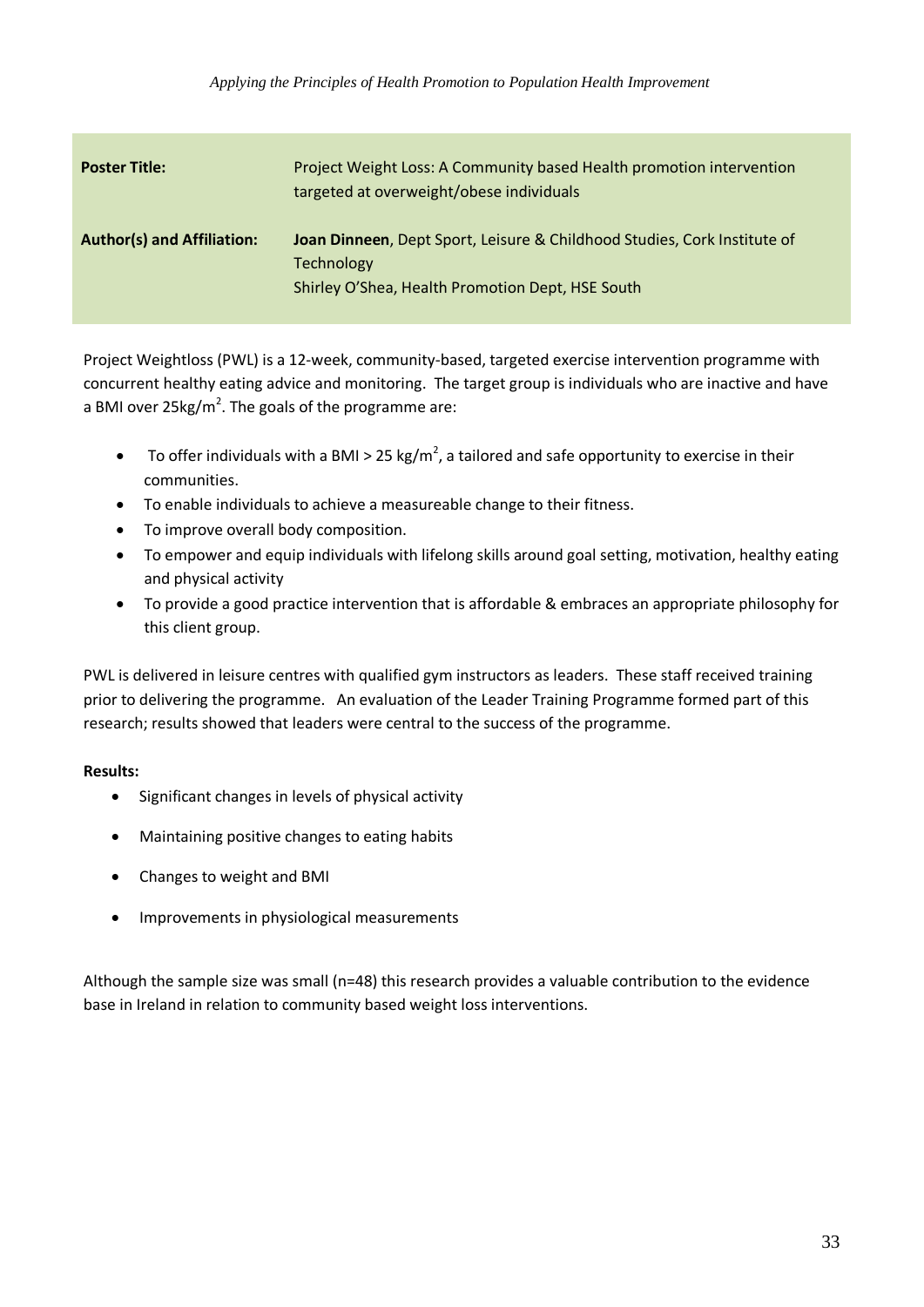| **Poster Title:** | Project Weight Loss: A Community based Health promotion intervention targeted at overweight/obese individuals |
|---|---|
| **Author(s) and Affiliation:** | **Joan Dinneen**, Dept Sport, Leisure & Childhood Studies, Cork Institute of Technology<br>Shirley O'Shea, Health Promotion Dept, HSE South |

Project Weightloss (PWL) is a 12-week, community-based, targeted exercise intervention programme with concurrent healthy eating advice and monitoring. The target group is individuals who are inactive and have a BMI over $25kg/m^2$. The goals of the programme are:

- To offer individuals with a BMI > $25\ kg/m^2$, a tailored and safe opportunity to exercise in their communities.
- To enable individuals to achieve a measureable change to their fitness.
- To improve overall body composition.
- To empower and equip individuals with lifelong skills around goal setting, motivation, healthy eating and physical activity
- To provide a good practice intervention that is affordable & embraces an appropriate philosophy for this client group.

PWL is delivered in leisure centres with qualified gym instructors as leaders. These staff received training prior to delivering the programme. An evaluation of the Leader Training Programme formed part of this research; results showed that leaders were central to the success of the programme.

**Results:**

- Significant changes in levels of physical activity
- Maintaining positive changes to eating habits
- Changes to weight and BMI
- Improvements in physiological measurements

Although the sample size was small (n=48) this research provides a valuable contribution to the evidence base in Ireland in relation to community based weight loss interventions.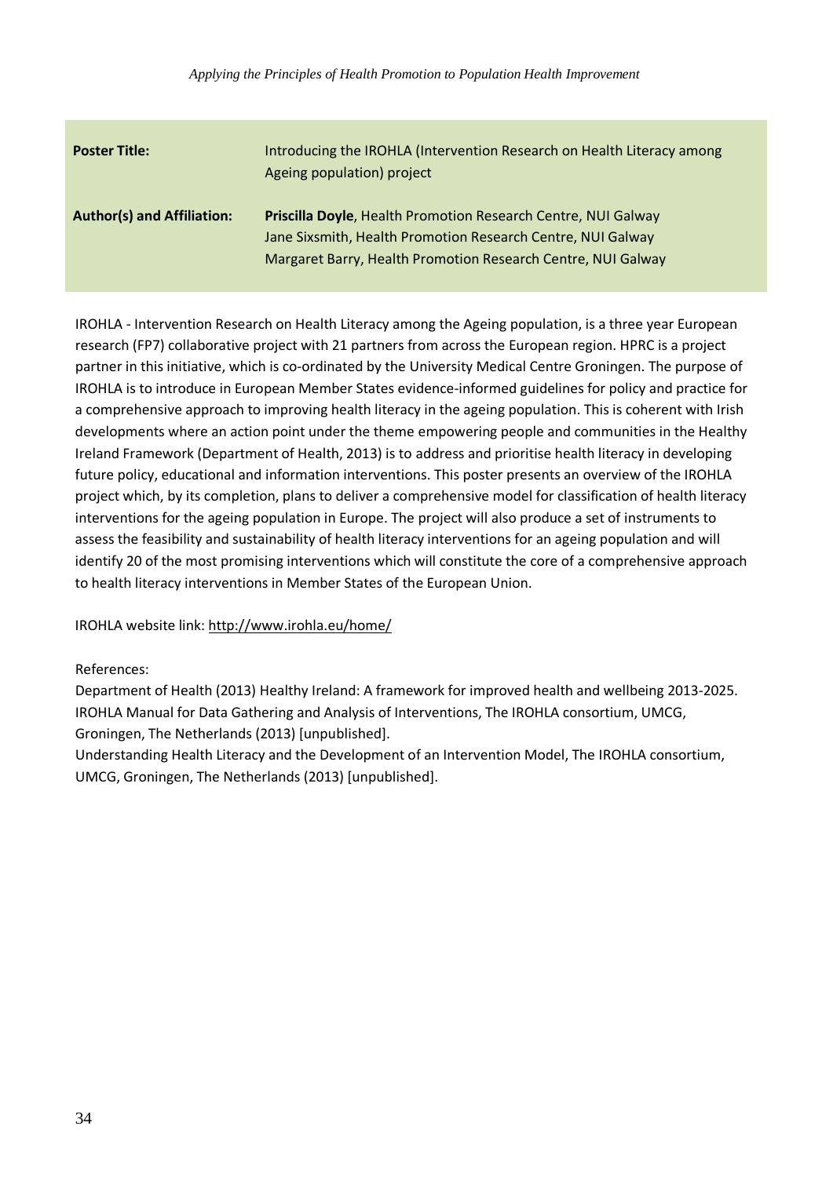| **Poster Title:** | Introducing the IROHLA (Intervention Research on Health Literacy among Ageing population) project |
| --- | --- |
| **Author(s) and Affiliation:** | **Priscilla Doyle**, Health Promotion Research Centre, NUI Galway<br>Jane Sixsmith, Health Promotion Research Centre, NUI Galway<br>Margaret Barry, Health Promotion Research Centre, NUI Galway |

IROHLA - Intervention Research on Health Literacy among the Ageing population, is a three year European research (FP7) collaborative project with 21 partners from across the European region. HPRC is a project partner in this initiative, which is co-ordinated by the University Medical Centre Groningen. The purpose of IROHLA is to introduce in European Member States evidence-informed guidelines for policy and practice for a comprehensive approach to improving health literacy in the ageing population. This is coherent with Irish developments where an action point under the theme empowering people and communities in the Healthy Ireland Framework (Department of Health, 2013) is to address and prioritise health literacy in developing future policy, educational and information interventions. This poster presents an overview of the IROHLA project which, by its completion, plans to deliver a comprehensive model for classification of health literacy interventions for the ageing population in Europe. The project will also produce a set of instruments to assess the feasibility and sustainability of health literacy interventions for an ageing population and will identify 20 of the most promising interventions which will constitute the core of a comprehensive approach to health literacy interventions in Member States of the European Union.

IROHLA website link: http://www.irohla.eu/home/

References:

Department of Health (2013) Healthy Ireland: A framework for improved health and wellbeing 2013-2025.

IROHLA Manual for Data Gathering and Analysis of Interventions, The IROHLA consortium, UMCG, Groningen, The Netherlands (2013) [unpublished].

Understanding Health Literacy and the Development of an Intervention Model, The IROHLA consortium, UMCG, Groningen, The Netherlands (2013) [unpublished].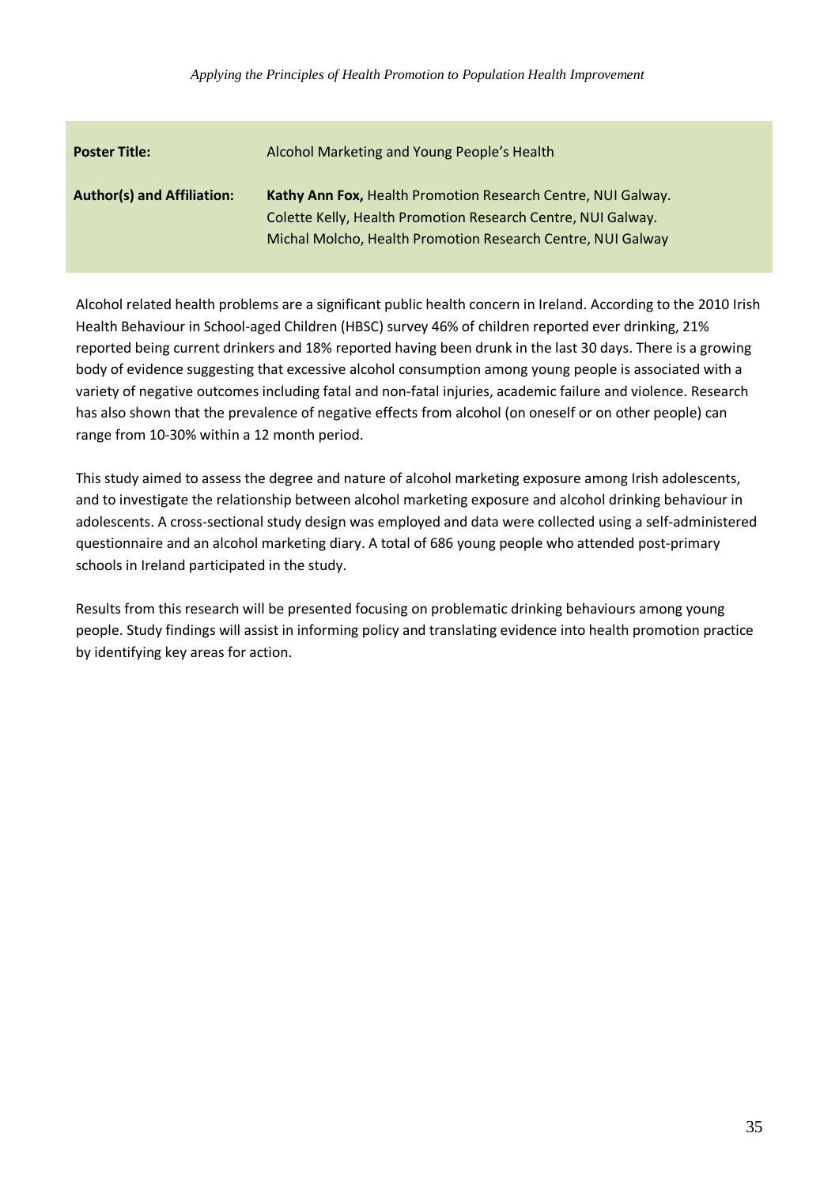| **Poster Title:** | Alcohol Marketing and Young People's Health |
| --- | --- |
| **Author(s) and Affiliation:** | **Kathy Ann Fox,** Health Promotion Research Centre, NUI Galway.<br>Colette Kelly, Health Promotion Research Centre, NUI Galway.<br>Michal Molcho, Health Promotion Research Centre, NUI Galway |

Alcohol related health problems are a significant public health concern in Ireland. According to the 2010 Irish Health Behaviour in School-aged Children (HBSC) survey 46% of children reported ever drinking, 21% reported being current drinkers and 18% reported having been drunk in the last 30 days. There is a growing body of evidence suggesting that excessive alcohol consumption among young people is associated with a variety of negative outcomes including fatal and non-fatal injuries, academic failure and violence. Research has also shown that the prevalence of negative effects from alcohol (on oneself or on other people) can range from 10-30% within a 12 month period.

This study aimed to assess the degree and nature of alcohol marketing exposure among Irish adolescents, and to investigate the relationship between alcohol marketing exposure and alcohol drinking behaviour in adolescents. A cross-sectional study design was employed and data were collected using a self-administered questionnaire and an alcohol marketing diary. A total of 686 young people who attended post-primary schools in Ireland participated in the study.

Results from this research will be presented focusing on problematic drinking behaviours among young people. Study findings will assist in informing policy and translating evidence into health promotion practice by identifying key areas for action.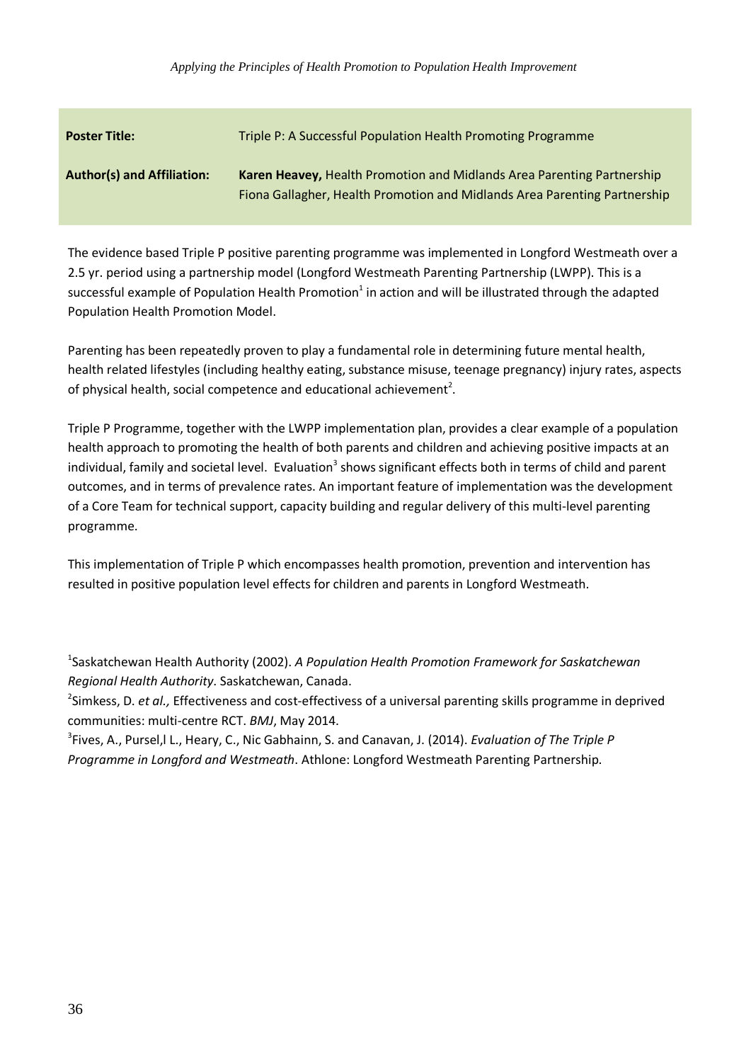| Poster Title: | Triple P: A Successful Population Health Promoting Programme |
| --- | --- |
| **Author(s) and Affiliation:** | **Karen Heavey,** Health Promotion and Midlands Area Parenting Partnership<br>Fiona Gallagher, Health Promotion and Midlands Area Parenting Partnership |

The evidence based Triple P positive parenting programme was implemented in Longford Westmeath over a 2.5 yr. period using a partnership model (Longford Westmeath Parenting Partnership (LWPP). This is a successful example of Population Health Promotion[1] in action and will be illustrated through the adapted Population Health Promotion Model.

Parenting has been repeatedly proven to play a fundamental role in determining future mental health, health related lifestyles (including healthy eating, substance misuse, teenage pregnancy) injury rates, aspects of physical health, social competence and educational achievement[2].

Triple P Programme, together with the LWPP implementation plan, provides a clear example of a population health approach to promoting the health of both parents and children and achieving positive impacts at an individual, family and societal level. Evaluation[3] shows significant effects both in terms of child and parent outcomes, and in terms of prevalence rates. An important feature of implementation was the development of a Core Team for technical support, capacity building and regular delivery of this multi-level parenting programme.

This implementation of Triple P which encompasses health promotion, prevention and intervention has resulted in positive population level effects for children and parents in Longford Westmeath.

[1]Saskatchewan Health Authority (2002). *A Population Health Promotion Framework for Saskatchewan Regional Health Authority*. Saskatchewan, Canada.

[2]Simkess, D. *et al.,* Effectiveness and cost-effectivess of a universal parenting skills programme in deprived communities: multi-centre RCT. *BMJ*, May 2014.

[3]Fives, A., Pursel,l L., Heary, C., Nic Gabhainn, S. and Canavan, J. (2014). *Evaluation of The Triple P Programme in Longford and Westmeath*. Athlone: Longford Westmeath Parenting Partnership.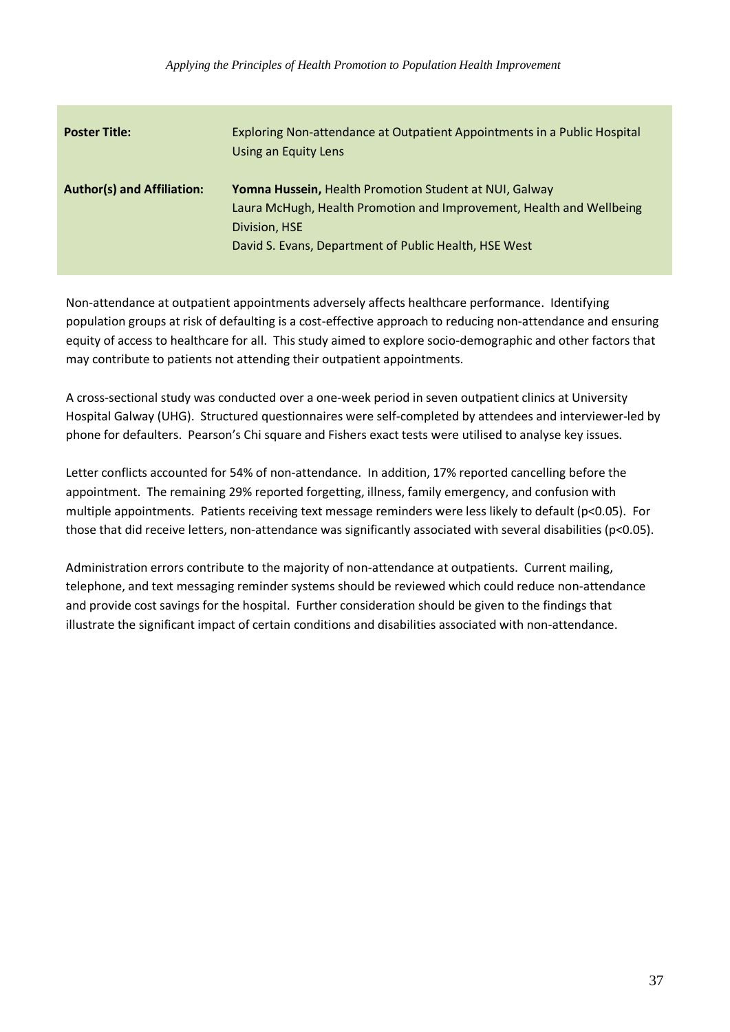| **Poster Title:** | Exploring Non-attendance at Outpatient Appointments in a Public Hospital Using an Equity Lens |
|---|---|
| **Author(s) and Affiliation:** | **Yomna Hussein,** Health Promotion Student at NUI, Galway<br>Laura McHugh, Health Promotion and Improvement, Health and Wellbeing Division, HSE<br>David S. Evans, Department of Public Health, HSE West |

Non-attendance at outpatient appointments adversely affects healthcare performance. Identifying population groups at risk of defaulting is a cost-effective approach to reducing non-attendance and ensuring equity of access to healthcare for all. This study aimed to explore socio-demographic and other factors that may contribute to patients not attending their outpatient appointments.

A cross-sectional study was conducted over a one-week period in seven outpatient clinics at University Hospital Galway (UHG). Structured questionnaires were self-completed by attendees and interviewer-led by phone for defaulters. Pearson's Chi square and Fishers exact tests were utilised to analyse key issues.

Letter conflicts accounted for 54% of non-attendance. In addition, 17% reported cancelling before the appointment. The remaining 29% reported forgetting, illness, family emergency, and confusion with multiple appointments. Patients receiving text message reminders were less likely to default ($p<0.05$). For those that did receive letters, non-attendance was significantly associated with several disabilities ($p<0.05$).

Administration errors contribute to the majority of non-attendance at outpatients. Current mailing, telephone, and text messaging reminder systems should be reviewed which could reduce non-attendance and provide cost savings for the hospital. Further consideration should be given to the findings that illustrate the significant impact of certain conditions and disabilities associated with non-attendance.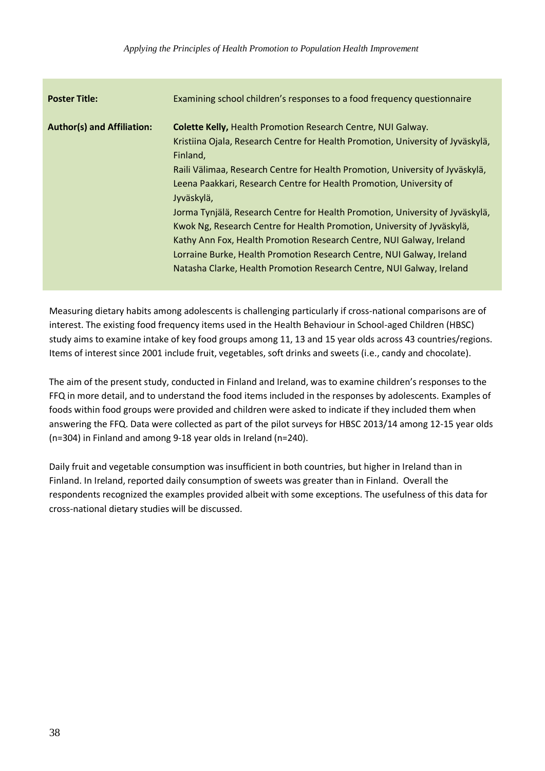| | |
|---|---|
| **Poster Title:** | Examining school children's responses to a food frequency questionnaire |
| **Author(s) and Affiliation:** | **Colette Kelly,** Health Promotion Research Centre, NUI Galway.<br>Kristiina Ojala, Research Centre for Health Promotion, University of Jyväskylä, Finland,<br>Raili Välimaa, Research Centre for Health Promotion, University of Jyväskylä,<br>Leena Paakkari, Research Centre for Health Promotion, University of Jyväskylä,<br>Jorma Tynjälä, Research Centre for Health Promotion, University of Jyväskylä,<br>Kwok Ng, Research Centre for Health Promotion, University of Jyväskylä,<br>Kathy Ann Fox, Health Promotion Research Centre, NUI Galway, Ireland<br>Lorraine Burke, Health Promotion Research Centre, NUI Galway, Ireland<br>Natasha Clarke, Health Promotion Research Centre, NUI Galway, Ireland |

Measuring dietary habits among adolescents is challenging particularly if cross-national comparisons are of interest. The existing food frequency items used in the Health Behaviour in School-aged Children (HBSC) study aims to examine intake of key food groups among 11, 13 and 15 year olds across 43 countries/regions. Items of interest since 2001 include fruit, vegetables, soft drinks and sweets (i.e., candy and chocolate).

The aim of the present study, conducted in Finland and Ireland, was to examine children's responses to the FFQ in more detail, and to understand the food items included in the responses by adolescents. Examples of foods within food groups were provided and children were asked to indicate if they included them when answering the FFQ. Data were collected as part of the pilot surveys for HBSC 2013/14 among 12-15 year olds (n=304) in Finland and among 9-18 year olds in Ireland (n=240).

Daily fruit and vegetable consumption was insufficient in both countries, but higher in Ireland than in Finland. In Ireland, reported daily consumption of sweets was greater than in Finland. Overall the respondents recognized the examples provided albeit with some exceptions. The usefulness of this data for cross-national dietary studies will be discussed.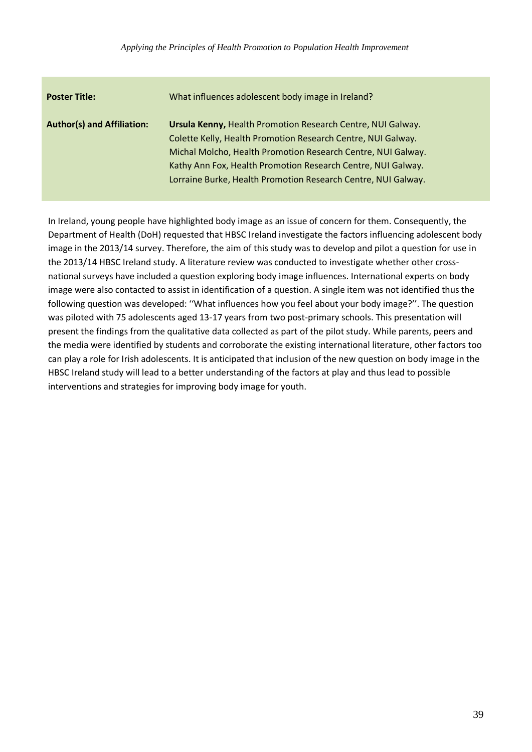**Poster Title:** What influences adolescent body image in Ireland?

**Author(s) and Affiliation:**
**Ursula Kenny,** Health Promotion Research Centre, NUI Galway.
Colette Kelly, Health Promotion Research Centre, NUI Galway.
Michal Molcho, Health Promotion Research Centre, NUI Galway.
Kathy Ann Fox, Health Promotion Research Centre, NUI Galway.
Lorraine Burke, Health Promotion Research Centre, NUI Galway.

In Ireland, young people have highlighted body image as an issue of concern for them. Consequently, the Department of Health (DoH) requested that HBSC Ireland investigate the factors influencing adolescent body image in the 2013/14 survey. Therefore, the aim of this study was to develop and pilot a question for use in the 2013/14 HBSC Ireland study. A literature review was conducted to investigate whether other cross-national surveys have included a question exploring body image influences. International experts on body image were also contacted to assist in identification of a question. A single item was not identified thus the following question was developed: ''What influences how you feel about your body image?''. The question was piloted with 75 adolescents aged 13-17 years from two post-primary schools. This presentation will present the findings from the qualitative data collected as part of the pilot study. While parents, peers and the media were identified by students and corroborate the existing international literature, other factors too can play a role for Irish adolescents. It is anticipated that inclusion of the new question on body image in the HBSC Ireland study will lead to a better understanding of the factors at play and thus lead to possible interventions and strategies for improving body image for youth.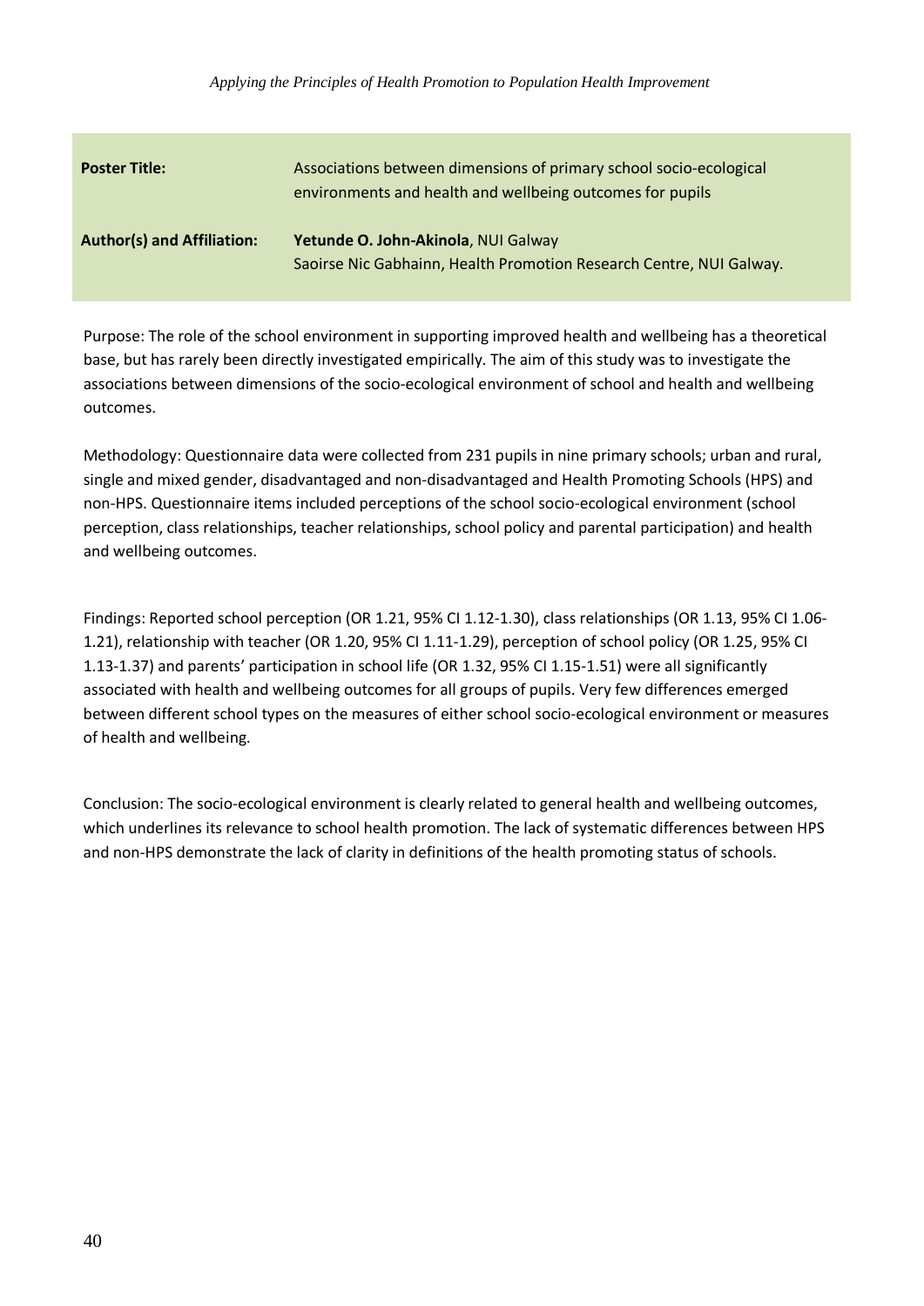| **Poster Title:** | Associations between dimensions of primary school socio-ecological environments and health and wellbeing outcomes for pupils |
|---|---|
| **Author(s) and Affiliation:** | **Yetunde O. John-Akinola**, NUI Galway<br>Saoirse Nic Gabhainn, Health Promotion Research Centre, NUI Galway. |

Purpose: The role of the school environment in supporting improved health and wellbeing has a theoretical base, but has rarely been directly investigated empirically. The aim of this study was to investigate the associations between dimensions of the socio-ecological environment of school and health and wellbeing outcomes.

Methodology: Questionnaire data were collected from 231 pupils in nine primary schools; urban and rural, single and mixed gender, disadvantaged and non-disadvantaged and Health Promoting Schools (HPS) and non-HPS. Questionnaire items included perceptions of the school socio-ecological environment (school perception, class relationships, teacher relationships, school policy and parental participation) and health and wellbeing outcomes.

Findings: Reported school perception (OR 1.21, 95% CI 1.12-1.30), class relationships (OR 1.13, 95% CI 1.06-1.21), relationship with teacher (OR 1.20, 95% CI 1.11-1.29), perception of school policy (OR 1.25, 95% CI 1.13-1.37) and parents' participation in school life (OR 1.32, 95% CI 1.15-1.51) were all significantly associated with health and wellbeing outcomes for all groups of pupils. Very few differences emerged between different school types on the measures of either school socio-ecological environment or measures of health and wellbeing.

Conclusion: The socio-ecological environment is clearly related to general health and wellbeing outcomes, which underlines its relevance to school health promotion. The lack of systematic differences between HPS and non-HPS demonstrate the lack of clarity in definitions of the health promoting status of schools.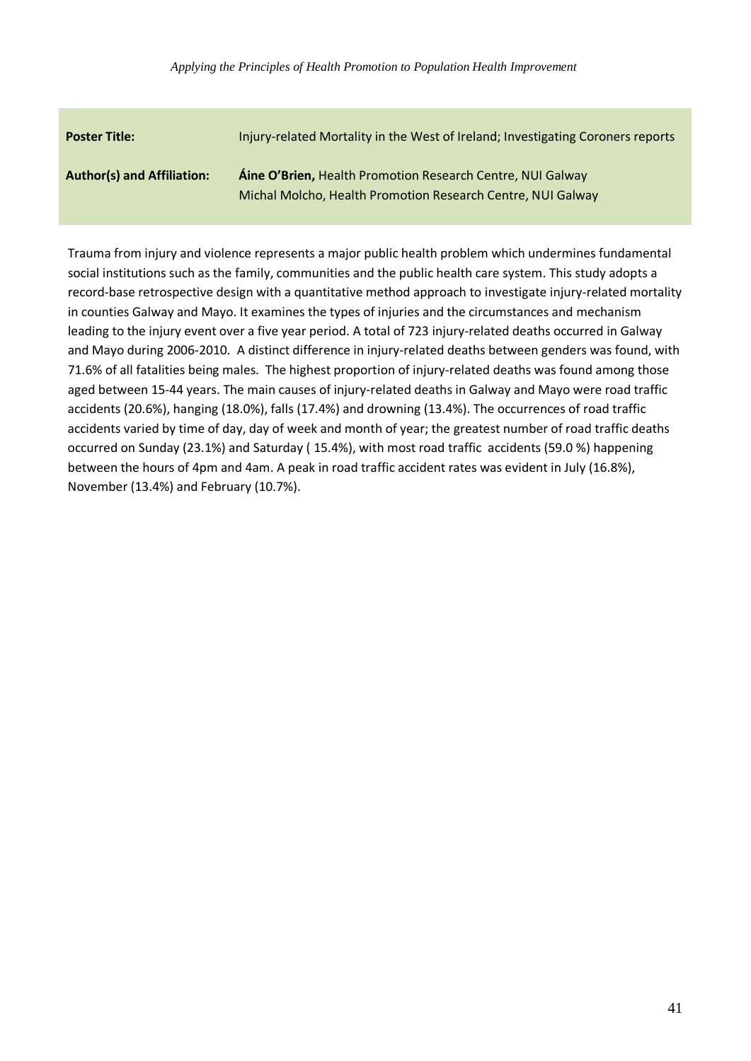| **Poster Title:** | Injury-related Mortality in the West of Ireland; Investigating Coroners reports |
|---|---|
| **Author(s) and Affiliation:** | **Áine O'Brien,** Health Promotion Research Centre, NUI Galway<br>Michal Molcho, Health Promotion Research Centre, NUI Galway |

Trauma from injury and violence represents a major public health problem which undermines fundamental social institutions such as the family, communities and the public health care system. This study adopts a record-base retrospective design with a quantitative method approach to investigate injury-related mortality in counties Galway and Mayo. It examines the types of injuries and the circumstances and mechanism leading to the injury event over a five year period. A total of 723 injury-related deaths occurred in Galway and Mayo during 2006-2010. A distinct difference in injury-related deaths between genders was found, with 71.6% of all fatalities being males. The highest proportion of injury-related deaths was found among those aged between 15-44 years. The main causes of injury-related deaths in Galway and Mayo were road traffic accidents (20.6%), hanging (18.0%), falls (17.4%) and drowning (13.4%). The occurrences of road traffic accidents varied by time of day, day of week and month of year; the greatest number of road traffic deaths occurred on Sunday (23.1%) and Saturday ( 15.4%), with most road traffic accidents (59.0 %) happening between the hours of 4pm and 4am. A peak in road traffic accident rates was evident in July (16.8%), November (13.4%) and February (10.7%).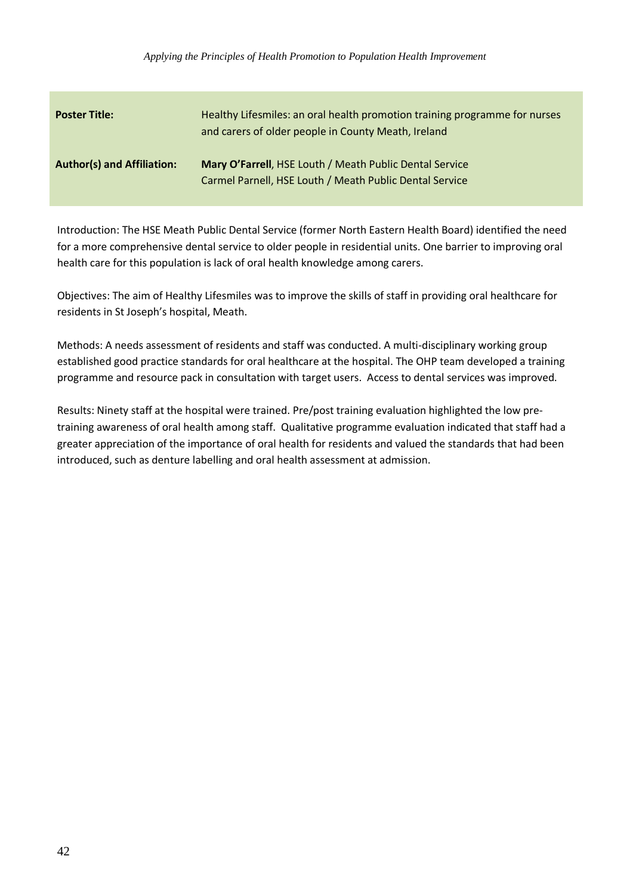| **Poster Title:** | Healthy Lifesmiles: an oral health promotion training programme for nurses and carers of older people in County Meath, Ireland |
|---|---|
| **Author(s) and Affiliation:** | **Mary O'Farrell**, HSE Louth / Meath Public Dental Service<br>Carmel Parnell, HSE Louth / Meath Public Dental Service |

Introduction: The HSE Meath Public Dental Service (former North Eastern Health Board) identified the need for a more comprehensive dental service to older people in residential units. One barrier to improving oral health care for this population is lack of oral health knowledge among carers.

Objectives: The aim of Healthy Lifesmiles was to improve the skills of staff in providing oral healthcare for residents in St Joseph's hospital, Meath.

Methods: A needs assessment of residents and staff was conducted. A multi-disciplinary working group established good practice standards for oral healthcare at the hospital. The OHP team developed a training programme and resource pack in consultation with target users. Access to dental services was improved.

Results: Ninety staff at the hospital were trained. Pre/post training evaluation highlighted the low pre-training awareness of oral health among staff. Qualitative programme evaluation indicated that staff had a greater appreciation of the importance of oral health for residents and valued the standards that had been introduced, such as denture labelling and oral health assessment at admission.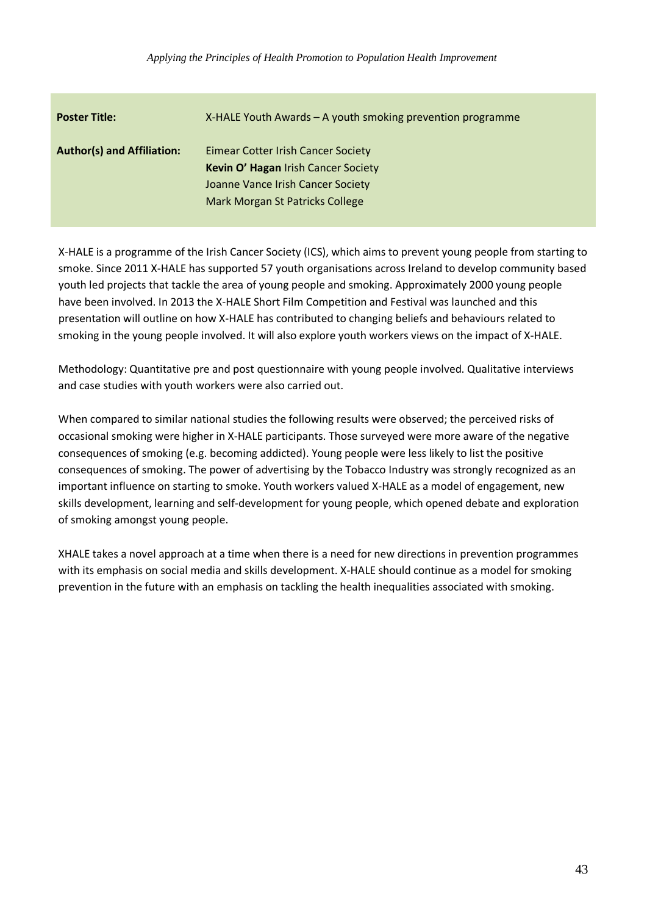| **Poster Title:** | X-HALE Youth Awards – A youth smoking prevention programme |
|---|---|
| **Author(s) and Affiliation:** | Eimear Cotter Irish Cancer Society<br>**Kevin O' Hagan** Irish Cancer Society<br>Joanne Vance Irish Cancer Society<br>Mark Morgan St Patricks College |

X-HALE is a programme of the Irish Cancer Society (ICS), which aims to prevent young people from starting to smoke. Since 2011 X-HALE has supported 57 youth organisations across Ireland to develop community based youth led projects that tackle the area of young people and smoking. Approximately 2000 young people have been involved. In 2013 the X-HALE Short Film Competition and Festival was launched and this presentation will outline on how X-HALE has contributed to changing beliefs and behaviours related to smoking in the young people involved. It will also explore youth workers views on the impact of X-HALE.

Methodology: Quantitative pre and post questionnaire with young people involved. Qualitative interviews and case studies with youth workers were also carried out.

When compared to similar national studies the following results were observed; the perceived risks of occasional smoking were higher in X-HALE participants. Those surveyed were more aware of the negative consequences of smoking (e.g. becoming addicted). Young people were less likely to list the positive consequences of smoking. The power of advertising by the Tobacco Industry was strongly recognized as an important influence on starting to smoke. Youth workers valued X-HALE as a model of engagement, new skills development, learning and self-development for young people, which opened debate and exploration of smoking amongst young people.

XHALE takes a novel approach at a time when there is a need for new directions in prevention programmes with its emphasis on social media and skills development. X-HALE should continue as a model for smoking prevention in the future with an emphasis on tackling the health inequalities associated with smoking.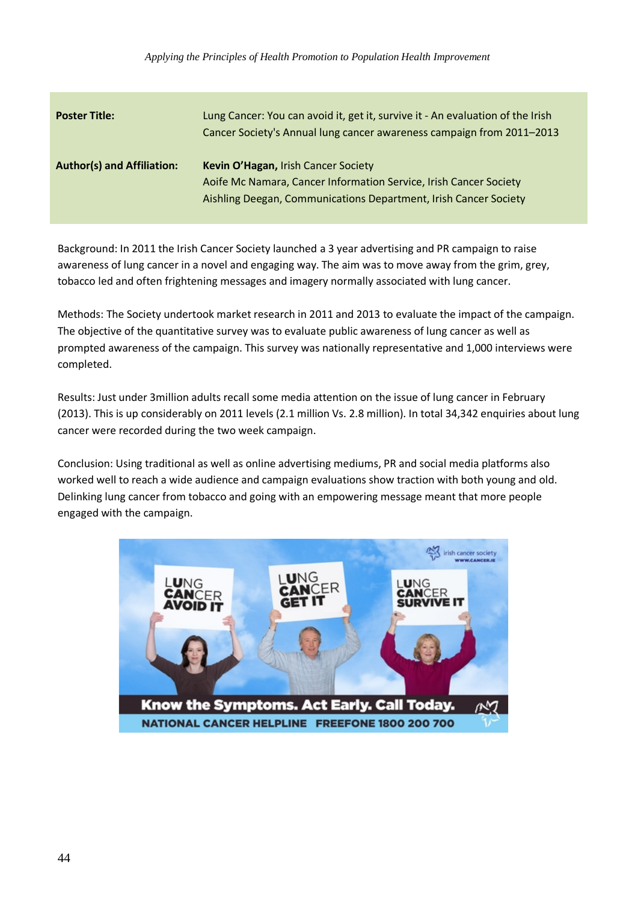| Poster Title: | Lung Cancer: You can avoid it, get it, survive it - An evaluation of the Irish Cancer Society's Annual lung cancer awareness campaign from 2011–2013 |
|---|---|
| **Author(s) and Affiliation:** | **Kevin O'Hagan,** Irish Cancer Society<br>Aoife Mc Namara, Cancer Information Service, Irish Cancer Society<br>Aishling Deegan, Communications Department, Irish Cancer Society |

Background: In 2011 the Irish Cancer Society launched a 3 year advertising and PR campaign to raise awareness of lung cancer in a novel and engaging way. The aim was to move away from the grim, grey, tobacco led and often frightening messages and imagery normally associated with lung cancer.

Methods: The Society undertook market research in 2011 and 2013 to evaluate the impact of the campaign. The objective of the quantitative survey was to evaluate public awareness of lung cancer as well as prompted awareness of the campaign. This survey was nationally representative and 1,000 interviews were completed.

Results: Just under 3million adults recall some media attention on the issue of lung cancer in February (2013). This is up considerably on 2011 levels (2.1 million Vs. 2.8 million). In total 34,342 enquiries about lung cancer were recorded during the two week campaign.

Conclusion: Using traditional as well as online advertising mediums, PR and social media platforms also worked well to reach a wide audience and campaign evaluations show traction with both young and old. Delinking lung cancer from tobacco and going with an empowering message meant that more people engaged with the campaign.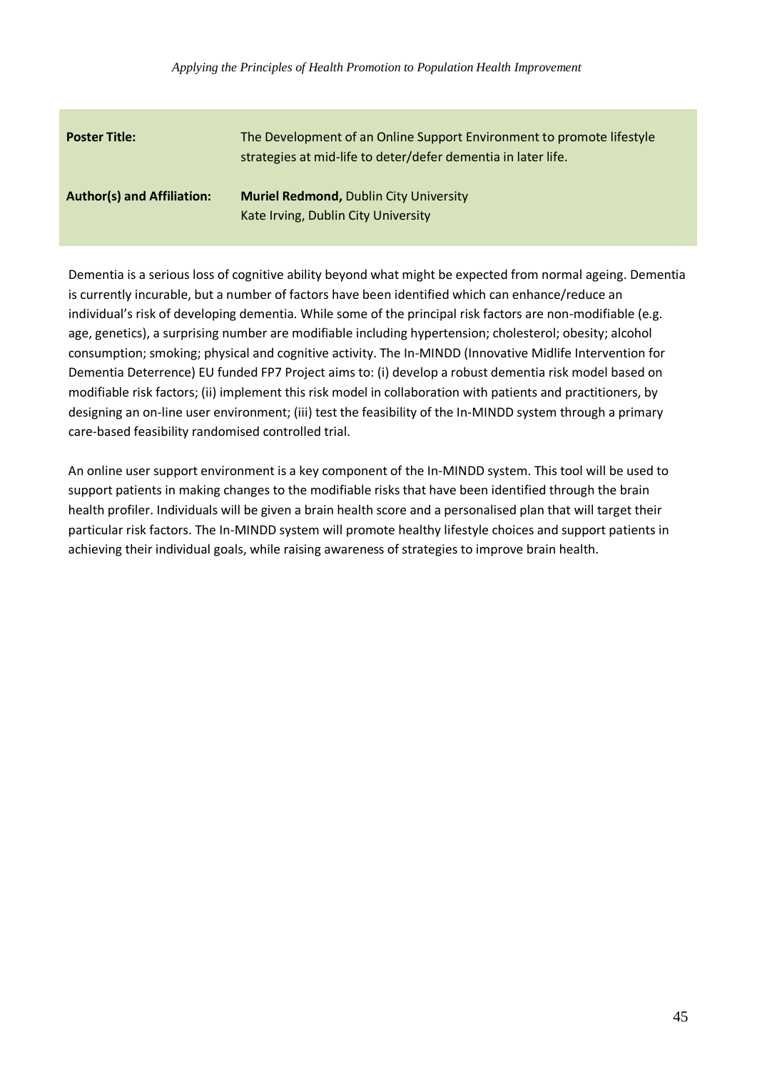| **Poster Title:** | The Development of an Online Support Environment to promote lifestyle strategies at mid-life to deter/defer dementia in later life. |
| --- | --- |
| **Author(s) and Affiliation:** | **Muriel Redmond,** Dublin City University<br>Kate Irving, Dublin City University |

Dementia is a serious loss of cognitive ability beyond what might be expected from normal ageing. Dementia is currently incurable, but a number of factors have been identified which can enhance/reduce an individual's risk of developing dementia. While some of the principal risk factors are non-modifiable (e.g. age, genetics), a surprising number are modifiable including hypertension; cholesterol; obesity; alcohol consumption; smoking; physical and cognitive activity. The In-MINDD (Innovative Midlife Intervention for Dementia Deterrence) EU funded FP7 Project aims to: (i) develop a robust dementia risk model based on modifiable risk factors; (ii) implement this risk model in collaboration with patients and practitioners, by designing an on-line user environment; (iii) test the feasibility of the In-MINDD system through a primary care-based feasibility randomised controlled trial.

An online user support environment is a key component of the In-MINDD system. This tool will be used to support patients in making changes to the modifiable risks that have been identified through the brain health profiler. Individuals will be given a brain health score and a personalised plan that will target their particular risk factors. The In-MINDD system will promote healthy lifestyle choices and support patients in achieving their individual goals, while raising awareness of strategies to improve brain health.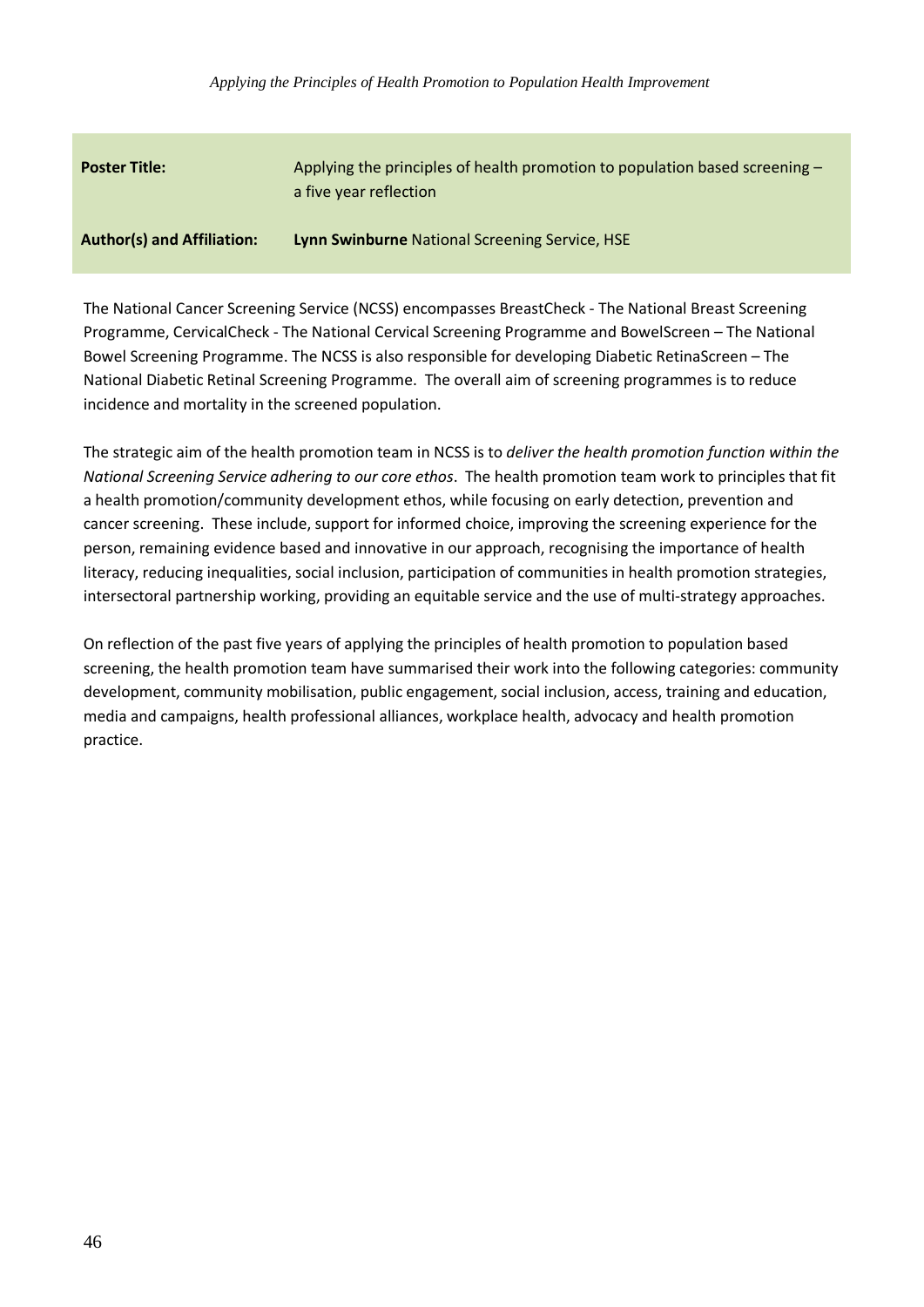| **Poster Title:** | Applying the principles of health promotion to population based screening – a five year reflection |
|---|---|
| **Author(s) and Affiliation:** | **Lynn Swinburne** National Screening Service, HSE |

The National Cancer Screening Service (NCSS) encompasses BreastCheck - The National Breast Screening Programme, CervicalCheck - The National Cervical Screening Programme and BowelScreen – The National Bowel Screening Programme. The NCSS is also responsible for developing Diabetic RetinaScreen – The National Diabetic Retinal Screening Programme. The overall aim of screening programmes is to reduce incidence and mortality in the screened population.

The strategic aim of the health promotion team in NCSS is to *deliver the health promotion function within the National Screening Service adhering to our core ethos*. The health promotion team work to principles that fit a health promotion/community development ethos, while focusing on early detection, prevention and cancer screening. These include, support for informed choice, improving the screening experience for the person, remaining evidence based and innovative in our approach, recognising the importance of health literacy, reducing inequalities, social inclusion, participation of communities in health promotion strategies, intersectoral partnership working, providing an equitable service and the use of multi-strategy approaches.

On reflection of the past five years of applying the principles of health promotion to population based screening, the health promotion team have summarised their work into the following categories: community development, community mobilisation, public engagement, social inclusion, access, training and education, media and campaigns, health professional alliances, workplace health, advocacy and health promotion practice.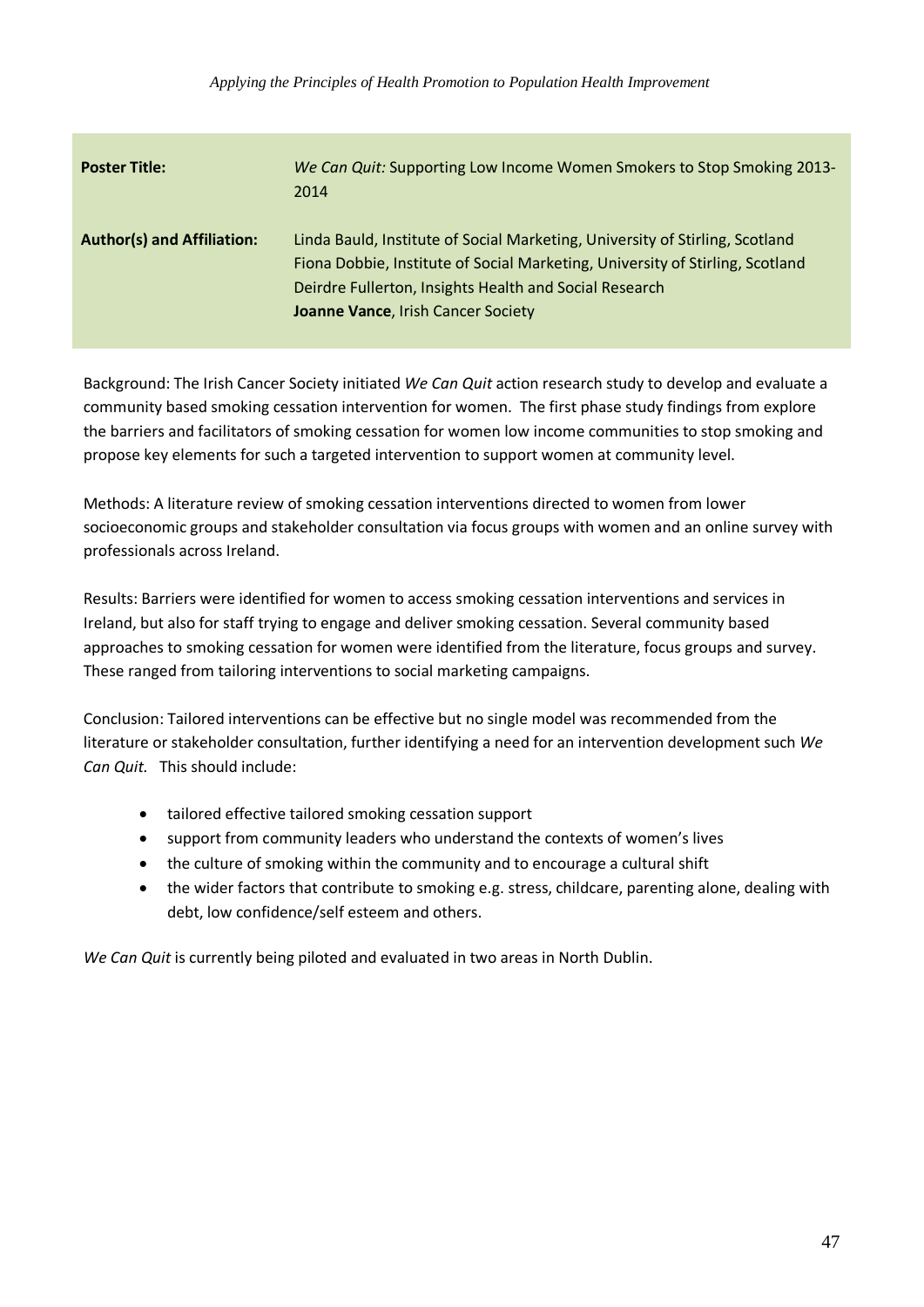| **Poster Title:** | *We Can Quit:* Supporting Low Income Women Smokers to Stop Smoking 2013-2014 |
| --- | --- |
| **Author(s) and Affiliation:** | Linda Bauld, Institute of Social Marketing, University of Stirling, Scotland<br>Fiona Dobbie, Institute of Social Marketing, University of Stirling, Scotland<br>Deirdre Fullerton, Insights Health and Social Research<br>**Joanne Vance**, Irish Cancer Society |

Background: The Irish Cancer Society initiated *We Can Quit* action research study to develop and evaluate a community based smoking cessation intervention for women. The first phase study findings from explore the barriers and facilitators of smoking cessation for women low income communities to stop smoking and propose key elements for such a targeted intervention to support women at community level.

Methods: A literature review of smoking cessation interventions directed to women from lower socioeconomic groups and stakeholder consultation via focus groups with women and an online survey with professionals across Ireland.

Results: Barriers were identified for women to access smoking cessation interventions and services in Ireland, but also for staff trying to engage and deliver smoking cessation. Several community based approaches to smoking cessation for women were identified from the literature, focus groups and survey. These ranged from tailoring interventions to social marketing campaigns.

Conclusion: Tailored interventions can be effective but no single model was recommended from the literature or stakeholder consultation, further identifying a need for an intervention development such *We Can Quit.* This should include:

- tailored effective tailored smoking cessation support
- support from community leaders who understand the contexts of women's lives
- the culture of smoking within the community and to encourage a cultural shift
- the wider factors that contribute to smoking e.g. stress, childcare, parenting alone, dealing with debt, low confidence/self esteem and others.

*We Can Quit* is currently being piloted and evaluated in two areas in North Dublin.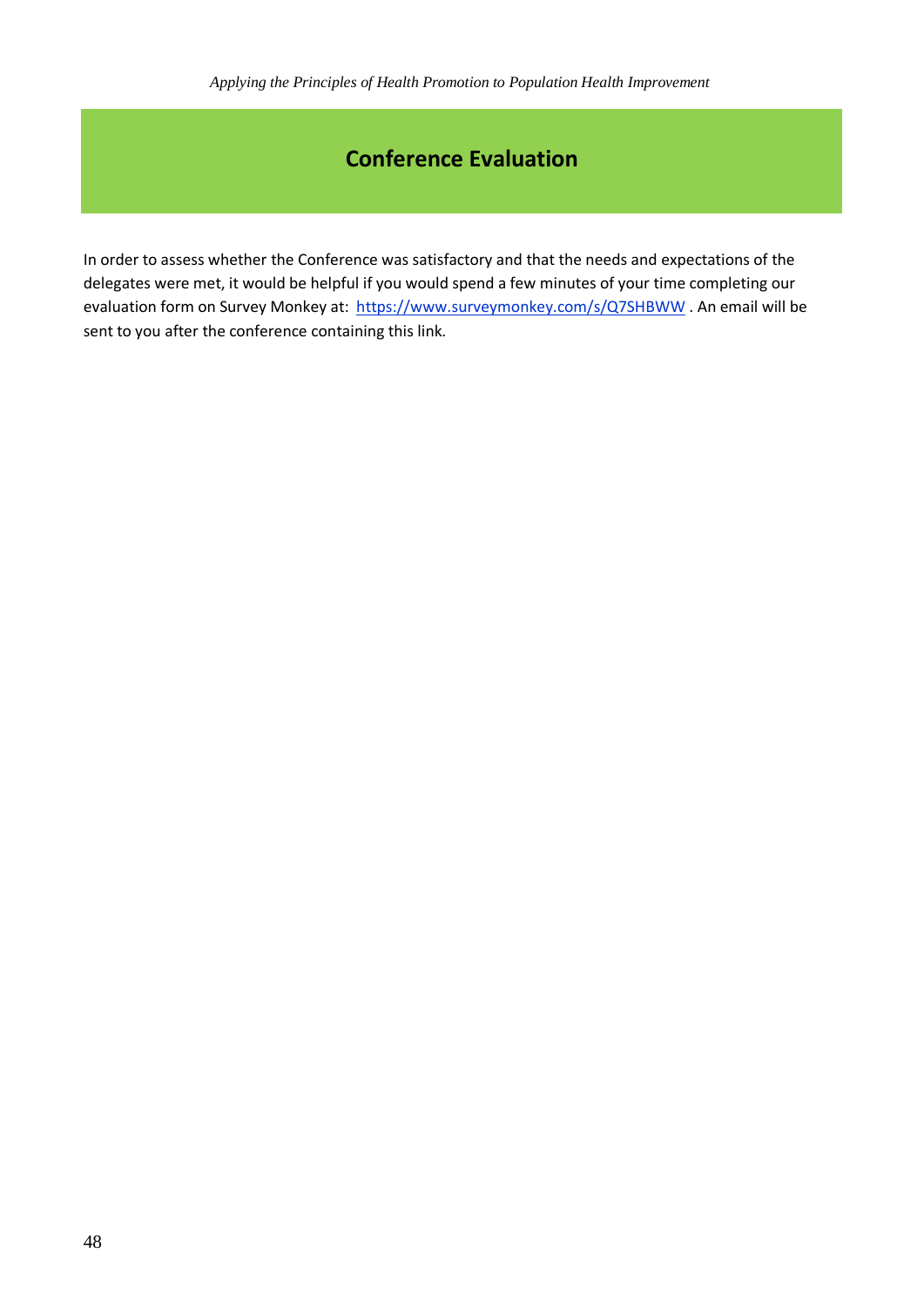# Conference Evaluation

In order to assess whether the Conference was satisfactory and that the needs and expectations of the delegates were met, it would be helpful if you would spend a few minutes of your time completing our evaluation form on Survey Monkey at: https://www.surveymonkey.com/s/Q7SHBWW . An email will be sent to you after the conference containing this link.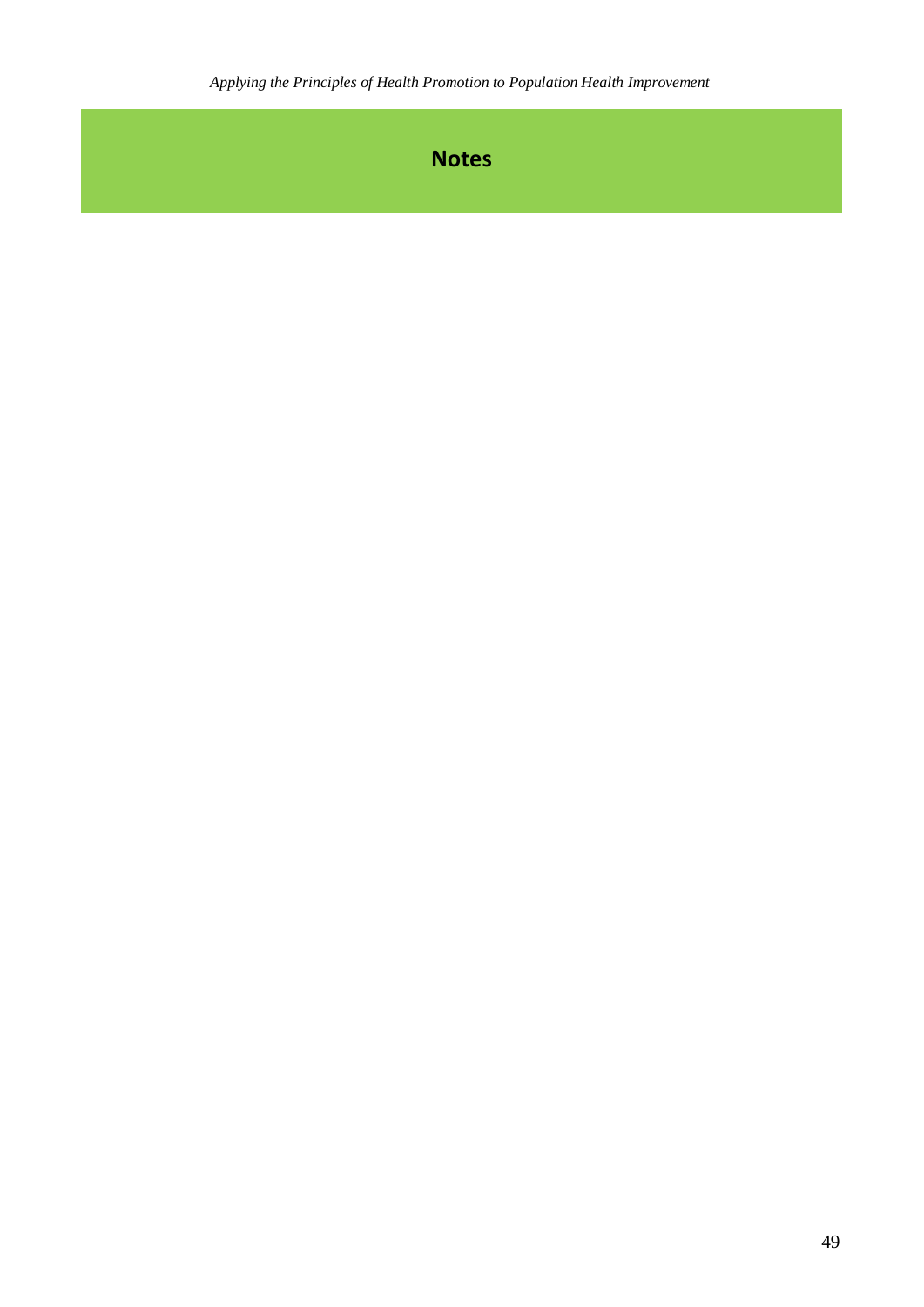## Notes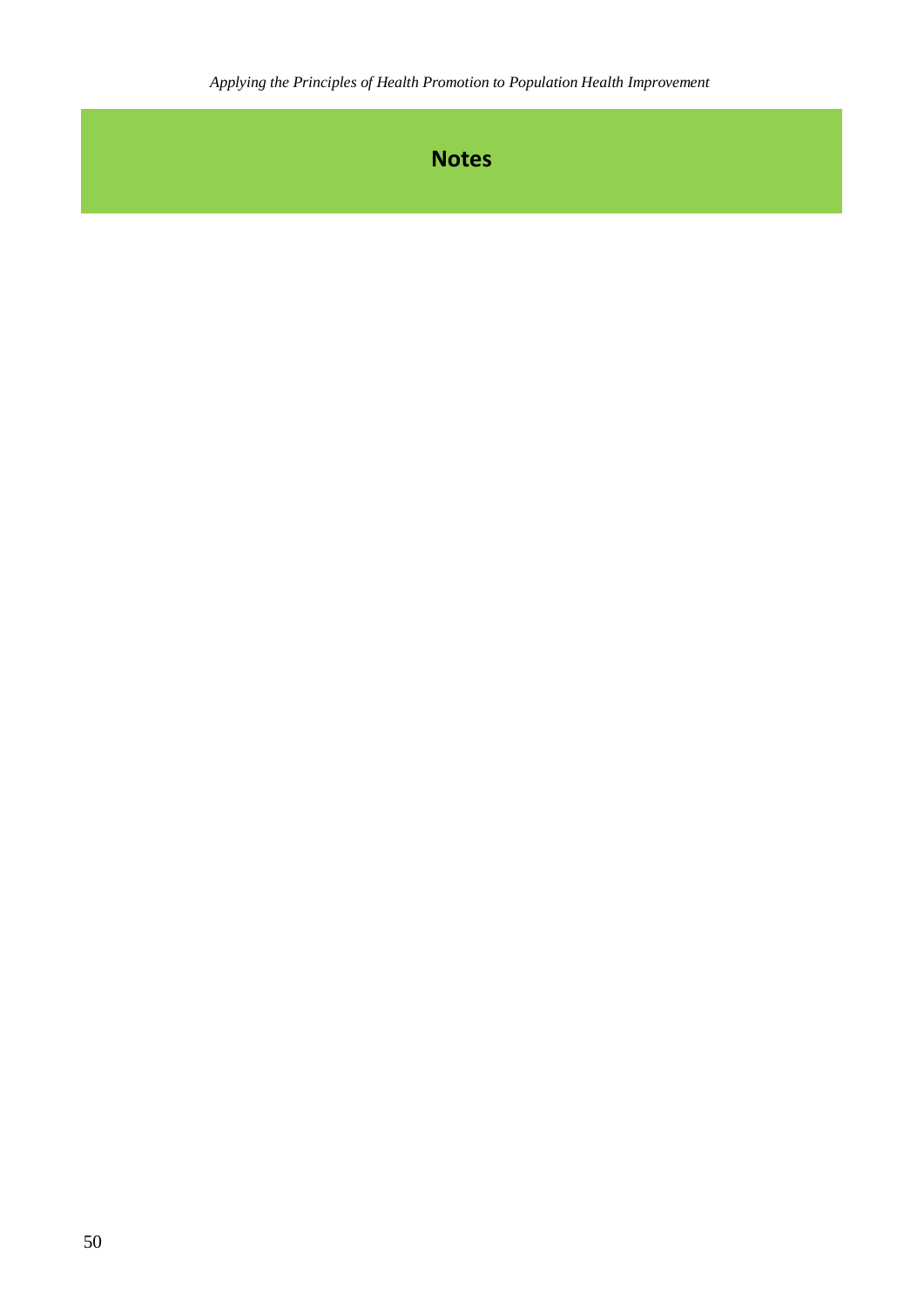# Notes